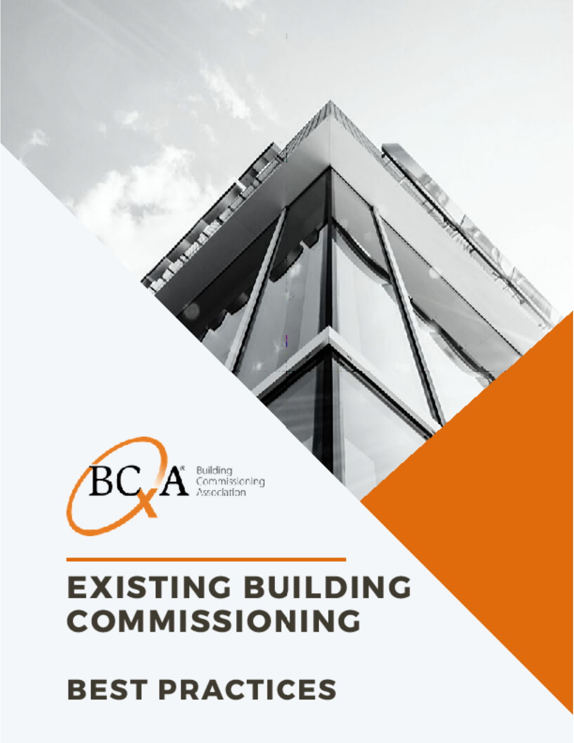BCxA® Building Commissioning Association

# EXISTING BUILDING COMMISSIONING

## BEST PRACTICES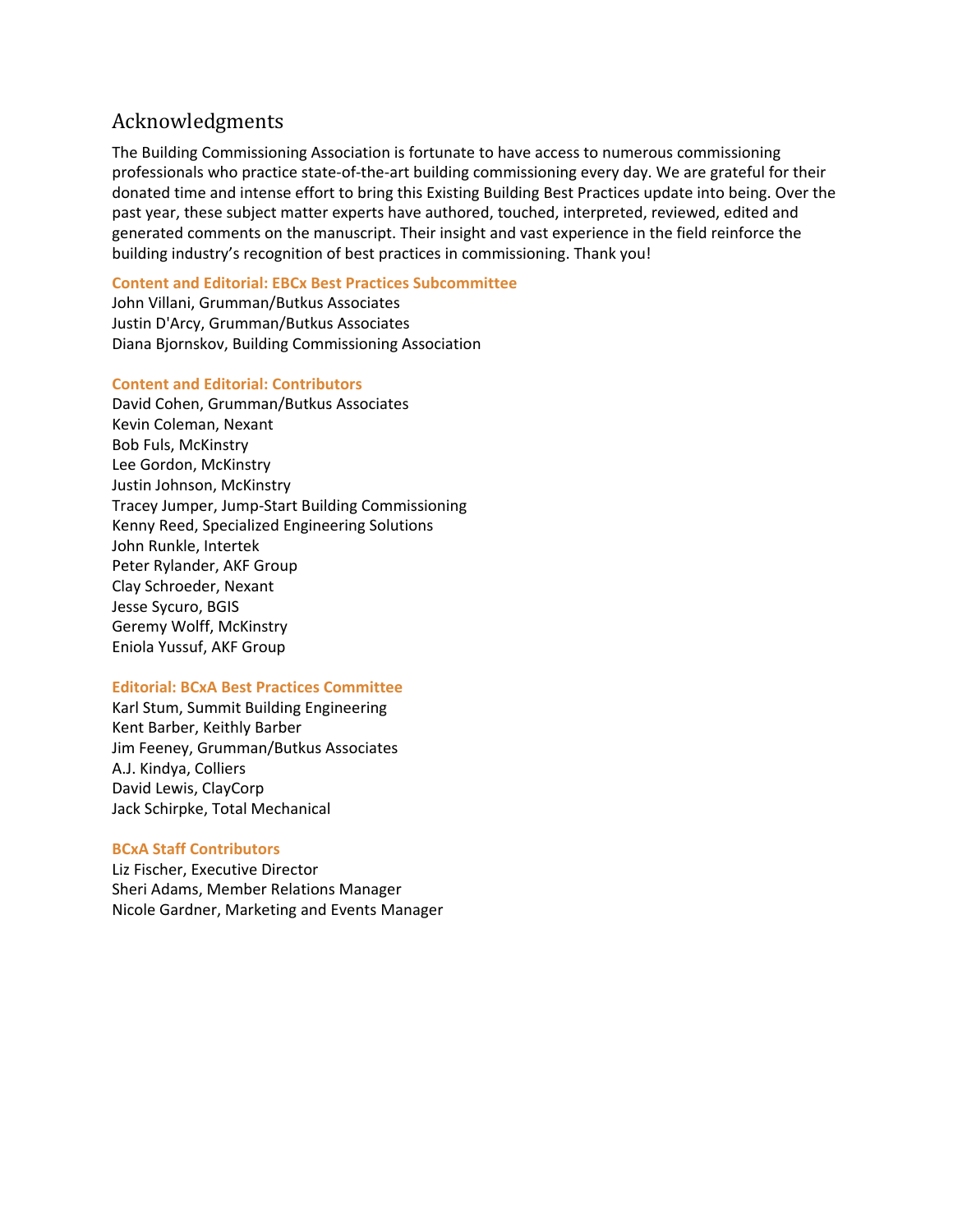# Acknowledgments

The Building Commissioning Association is fortunate to have access to numerous commissioning professionals who practice state-of-the-art building commissioning every day. We are grateful for their donated time and intense effort to bring this Existing Building Best Practices update into being. Over the past year, these subject matter experts have authored, touched, interpreted, reviewed, edited and generated comments on the manuscript. Their insight and vast experience in the field reinforce the building industry's recognition of best practices in commissioning. Thank you!

**Content and Editorial: EBCx Best Practices Subcommittee**

John Villani, Grumman/Butkus Associates
Justin D'Arcy, Grumman/Butkus Associates
Diana Bjornskov, Building Commissioning Association

**Content and Editorial: Contributors**

David Cohen, Grumman/Butkus Associates
Kevin Coleman, Nexant
Bob Fuls, McKinstry
Lee Gordon, McKinstry
Justin Johnson, McKinstry
Tracey Jumper, Jump-Start Building Commissioning
Kenny Reed, Specialized Engineering Solutions
John Runkle, Intertek
Peter Rylander, AKF Group
Clay Schroeder, Nexant
Jesse Sycuro, BGIS
Geremy Wolff, McKinstry
Eniola Yussuf, AKF Group

**Editorial: BCxA Best Practices Committee**

Karl Stum, Summit Building Engineering
Kent Barber, Keithly Barber
Jim Feeney, Grumman/Butkus Associates
A.J. Kindya, Colliers
David Lewis, ClayCorp
Jack Schirpke, Total Mechanical

**BCxA Staff Contributors**

Liz Fischer, Executive Director
Sheri Adams, Member Relations Manager
Nicole Gardner, Marketing and Events Manager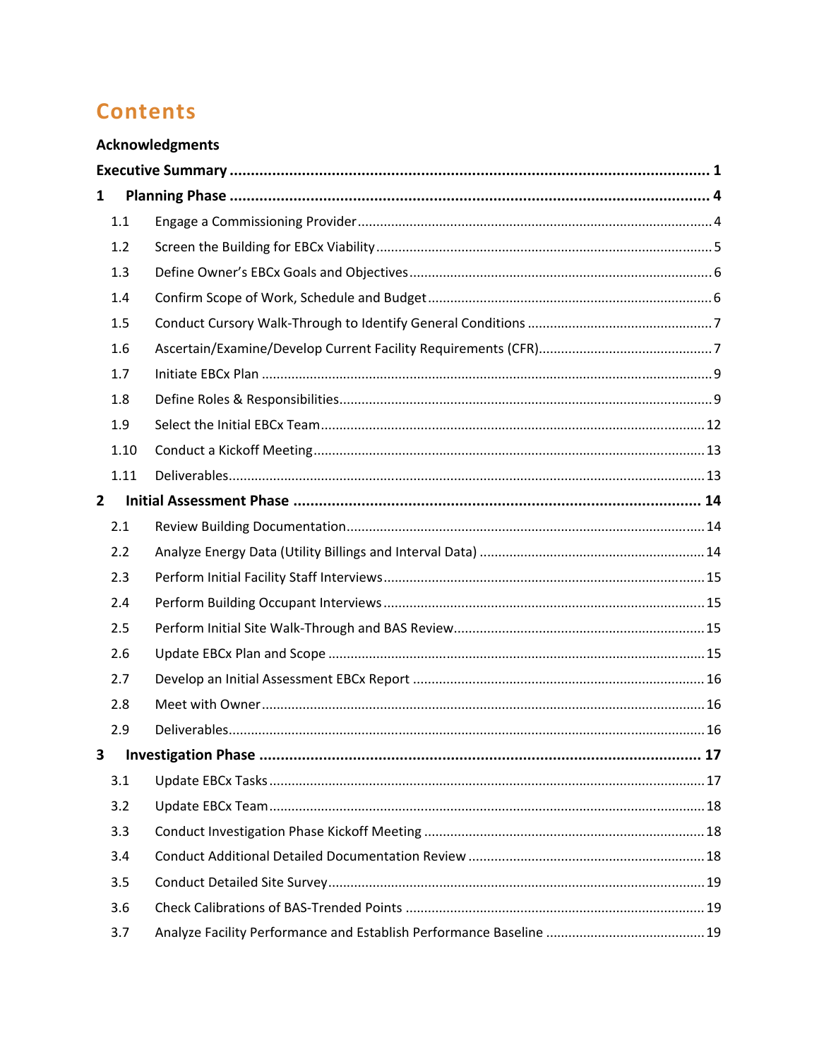# Contents

**Acknowledgments**

**Executive Summary** ........ **1**

**1 Planning Phase** ........ **4**

- 1.1 Engage a Commissioning Provider ........ 4
- 1.2 Screen the Building for EBCx Viability ........ 5
- 1.3 Define Owner's EBCx Goals and Objectives ........ 6
- 1.4 Confirm Scope of Work, Schedule and Budget ........ 6
- 1.5 Conduct Cursory Walk-Through to Identify General Conditions ........ 7
- 1.6 Ascertain/Examine/Develop Current Facility Requirements (CFR) ........ 7
- 1.7 Initiate EBCx Plan ........ 9
- 1.8 Define Roles & Responsibilities ........ 9
- 1.9 Select the Initial EBCx Team ........ 12
- 1.10 Conduct a Kickoff Meeting ........ 13
- 1.11 Deliverables ........ 13

**2 Initial Assessment Phase** ........ **14**

- 2.1 Review Building Documentation ........ 14
- 2.2 Analyze Energy Data (Utility Billings and Interval Data) ........ 14
- 2.3 Perform Initial Facility Staff Interviews ........ 15
- 2.4 Perform Building Occupant Interviews ........ 15
- 2.5 Perform Initial Site Walk-Through and BAS Review ........ 15
- 2.6 Update EBCx Plan and Scope ........ 15
- 2.7 Develop an Initial Assessment EBCx Report ........ 16
- 2.8 Meet with Owner ........ 16
- 2.9 Deliverables ........ 16

**3 Investigation Phase** ........ **17**

- 3.1 Update EBCx Tasks ........ 17
- 3.2 Update EBCx Team ........ 18
- 3.3 Conduct Investigation Phase Kickoff Meeting ........ 18
- 3.4 Conduct Additional Detailed Documentation Review ........ 18
- 3.5 Conduct Detailed Site Survey ........ 19
- 3.6 Check Calibrations of BAS-Trended Points ........ 19
- 3.7 Analyze Facility Performance and Establish Performance Baseline ........ 19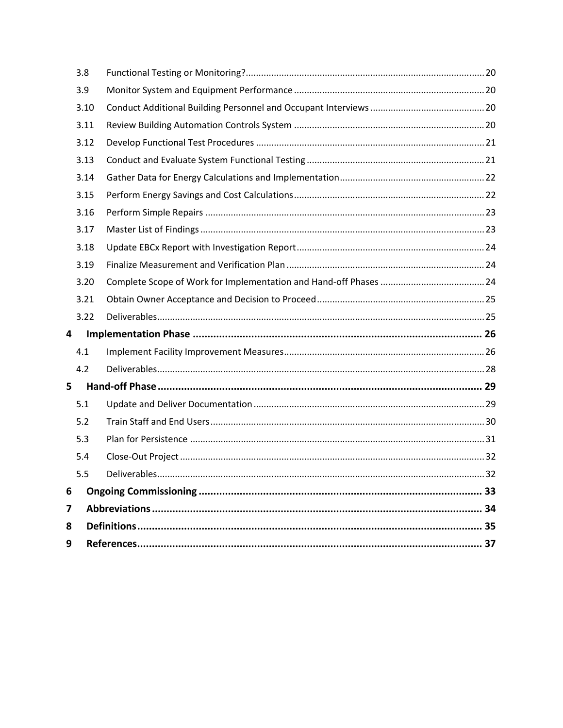3.8 Functional Testing or Monitoring? ... 20
3.9 Monitor System and Equipment Performance ... 20
3.10 Conduct Additional Building Personnel and Occupant Interviews ... 20
3.11 Review Building Automation Controls System ... 20
3.12 Develop Functional Test Procedures ... 21
3.13 Conduct and Evaluate System Functional Testing ... 21
3.14 Gather Data for Energy Calculations and Implementation ... 22
3.15 Perform Energy Savings and Cost Calculations ... 22
3.16 Perform Simple Repairs ... 23
3.17 Master List of Findings ... 23
3.18 Update EBCx Report with Investigation Report ... 24
3.19 Finalize Measurement and Verification Plan ... 24
3.20 Complete Scope of Work for Implementation and Hand-off Phases ... 24
3.21 Obtain Owner Acceptance and Decision to Proceed ... 25
3.22 Deliverables ... 25

**4 Implementation Phase ... 26**

4.1 Implement Facility Improvement Measures ... 26
4.2 Deliverables ... 28

**5 Hand-off Phase ... 29**

5.1 Update and Deliver Documentation ... 29
5.2 Train Staff and End Users ... 30
5.3 Plan for Persistence ... 31
5.4 Close-Out Project ... 32
5.5 Deliverables ... 32

**6 Ongoing Commissioning ... 33**

**7 Abbreviations ... 34**

**8 Definitions ... 35**

**9 References ... 37**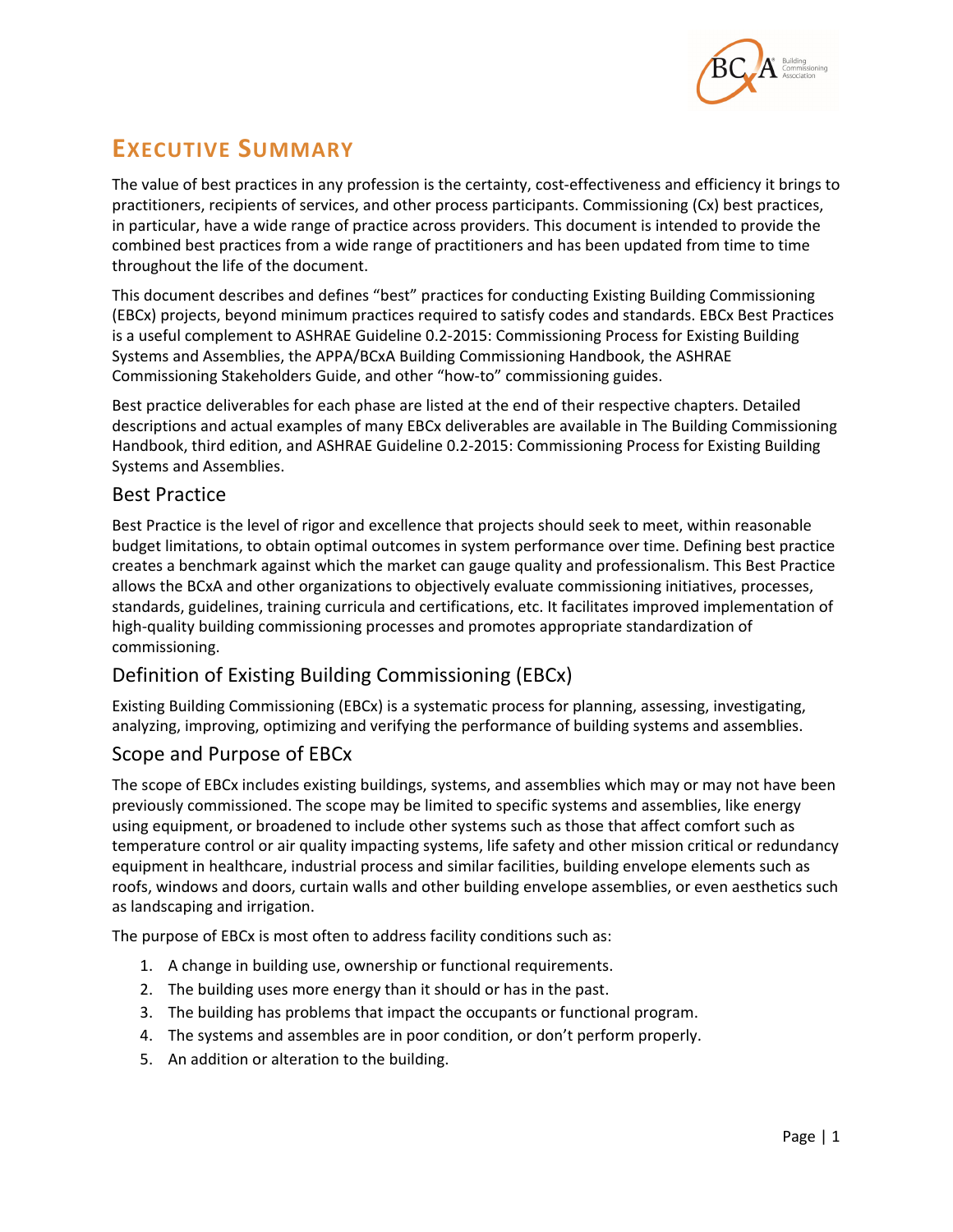# Executive Summary

The value of best practices in any profession is the certainty, cost-effectiveness and efficiency it brings to practitioners, recipients of services, and other process participants. Commissioning (Cx) best practices, in particular, have a wide range of practice across providers. This document is intended to provide the combined best practices from a wide range of practitioners and has been updated from time to time throughout the life of the document.

This document describes and defines "best" practices for conducting Existing Building Commissioning (EBCx) projects, beyond minimum practices required to satisfy codes and standards. EBCx Best Practices is a useful complement to ASHRAE Guideline 0.2-2015: Commissioning Process for Existing Building Systems and Assemblies, the APPA/BCxA Building Commissioning Handbook, the ASHRAE Commissioning Stakeholders Guide, and other "how-to" commissioning guides.

Best practice deliverables for each phase are listed at the end of their respective chapters. Detailed descriptions and actual examples of many EBCx deliverables are available in The Building Commissioning Handbook, third edition, and ASHRAE Guideline 0.2-2015: Commissioning Process for Existing Building Systems and Assemblies.

## Best Practice

Best Practice is the level of rigor and excellence that projects should seek to meet, within reasonable budget limitations, to obtain optimal outcomes in system performance over time. Defining best practice creates a benchmark against which the market can gauge quality and professionalism. This Best Practice allows the BCxA and other organizations to objectively evaluate commissioning initiatives, processes, standards, guidelines, training curricula and certifications, etc. It facilitates improved implementation of high-quality building commissioning processes and promotes appropriate standardization of commissioning.

## Definition of Existing Building Commissioning (EBCx)

Existing Building Commissioning (EBCx) is a systematic process for planning, assessing, investigating, analyzing, improving, optimizing and verifying the performance of building systems and assemblies.

## Scope and Purpose of EBCx

The scope of EBCx includes existing buildings, systems, and assemblies which may or may not have been previously commissioned. The scope may be limited to specific systems and assemblies, like energy using equipment, or broadened to include other systems such as those that affect comfort such as temperature control or air quality impacting systems, life safety and other mission critical or redundancy equipment in healthcare, industrial process and similar facilities, building envelope elements such as roofs, windows and doors, curtain walls and other building envelope assemblies, or even aesthetics such as landscaping and irrigation.

The purpose of EBCx is most often to address facility conditions such as:

1. A change in building use, ownership or functional requirements.
2. The building uses more energy than it should or has in the past.
3. The building has problems that impact the occupants or functional program.
4. The systems and assembles are in poor condition, or don't perform properly.
5. An addition or alteration to the building.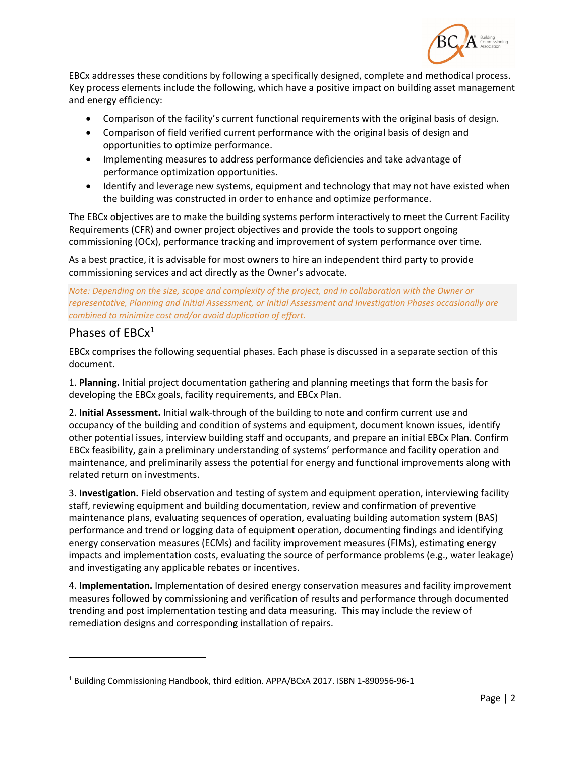EBCx addresses these conditions by following a specifically designed, complete and methodical process. Key process elements include the following, which have a positive impact on building asset management and energy efficiency:

- Comparison of the facility's current functional requirements with the original basis of design.
- Comparison of field verified current performance with the original basis of design and opportunities to optimize performance.
- Implementing measures to address performance deficiencies and take advantage of performance optimization opportunities.
- Identify and leverage new systems, equipment and technology that may not have existed when the building was constructed in order to enhance and optimize performance.

The EBCx objectives are to make the building systems perform interactively to meet the Current Facility Requirements (CFR) and owner project objectives and provide the tools to support ongoing commissioning (OCx), performance tracking and improvement of system performance over time.

As a best practice, it is advisable for most owners to hire an independent third party to provide commissioning services and act directly as the Owner's advocate.

*Note: Depending on the size, scope and complexity of the project, and in collaboration with the Owner or representative, Planning and Initial Assessment, or Initial Assessment and Investigation Phases occasionally are combined to minimize cost and/or avoid duplication of effort.*

## Phases of EBCx[1]

EBCx comprises the following sequential phases. Each phase is discussed in a separate section of this document.

1. **Planning.** Initial project documentation gathering and planning meetings that form the basis for developing the EBCx goals, facility requirements, and EBCx Plan.

2. **Initial Assessment.** Initial walk-through of the building to note and confirm current use and occupancy of the building and condition of systems and equipment, document known issues, identify other potential issues, interview building staff and occupants, and prepare an initial EBCx Plan. Confirm EBCx feasibility, gain a preliminary understanding of systems' performance and facility operation and maintenance, and preliminarily assess the potential for energy and functional improvements along with related return on investments.

3. **Investigation.** Field observation and testing of system and equipment operation, interviewing facility staff, reviewing equipment and building documentation, review and confirmation of preventive maintenance plans, evaluating sequences of operation, evaluating building automation system (BAS) performance and trend or logging data of equipment operation, documenting findings and identifying energy conservation measures (ECMs) and facility improvement measures (FIMs), estimating energy impacts and implementation costs, evaluating the source of performance problems (e.g., water leakage) and investigating any applicable rebates or incentives.

4. **Implementation.** Implementation of desired energy conservation measures and facility improvement measures followed by commissioning and verification of results and performance through documented trending and post implementation testing and data measuring. This may include the review of remediation designs and corresponding installation of repairs.

---

[1] Building Commissioning Handbook, third edition. APPA/BCxA 2017. ISBN 1-890956-96-1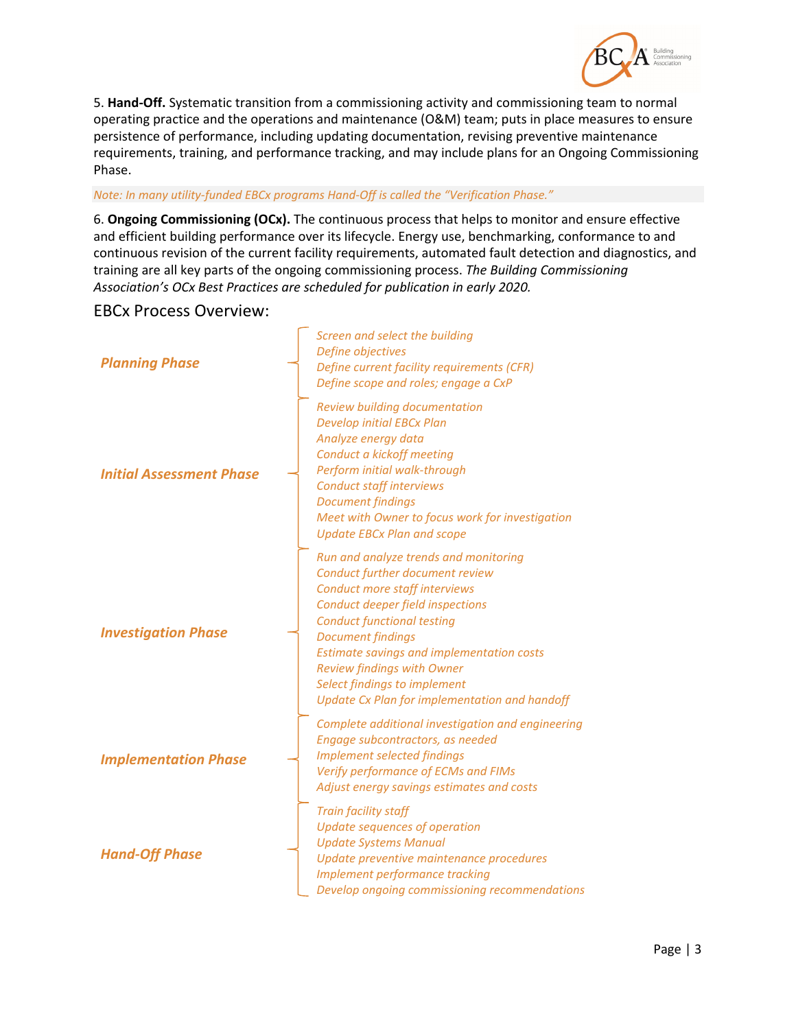5. **Hand-Off.** Systematic transition from a commissioning activity and commissioning team to normal operating practice and the operations and maintenance (O&M) team; puts in place measures to ensure persistence of performance, including updating documentation, revising preventive maintenance requirements, training, and performance tracking, and may include plans for an Ongoing Commissioning Phase.

*Note: In many utility-funded EBCx programs Hand-Off is called the "Verification Phase."*

6. **Ongoing Commissioning (OCx).** The continuous process that helps to monitor and ensure effective and efficient building performance over its lifecycle. Energy use, benchmarking, conformance to and continuous revision of the current facility requirements, automated fault detection and diagnostics, and training are all key parts of the ongoing commissioning process. *The Building Commissioning Association's OCx Best Practices are scheduled for publication in early 2020.*

## EBCx Process Overview:

***Planning Phase***

- *Screen and select the building*
- *Define objectives*
- *Define current facility requirements (CFR)*
- *Define scope and roles; engage a CxP*

***Initial Assessment Phase***

- *Review building documentation*
- *Develop initial EBCx Plan*
- *Analyze energy data*
- *Conduct a kickoff meeting*
- *Perform initial walk-through*
- *Conduct staff interviews*
- *Document findings*
- *Meet with Owner to focus work for investigation*
- *Update EBCx Plan and scope*

***Investigation Phase***

- *Run and analyze trends and monitoring*
- *Conduct further document review*
- *Conduct more staff interviews*
- *Conduct deeper field inspections*
- *Conduct functional testing*
- *Document findings*
- *Estimate savings and implementation costs*
- *Review findings with Owner*
- *Select findings to implement*
- *Update Cx Plan for implementation and handoff*

***Implementation Phase***

- *Complete additional investigation and engineering*
- *Engage subcontractors, as needed*
- *Implement selected findings*
- *Verify performance of ECMs and FIMs*
- *Adjust energy savings estimates and costs*

***Hand-Off Phase***

- *Train facility staff*
- *Update sequences of operation*
- *Update Systems Manual*
- *Update preventive maintenance procedures*
- *Implement performance tracking*
- *Develop ongoing commissioning recommendations*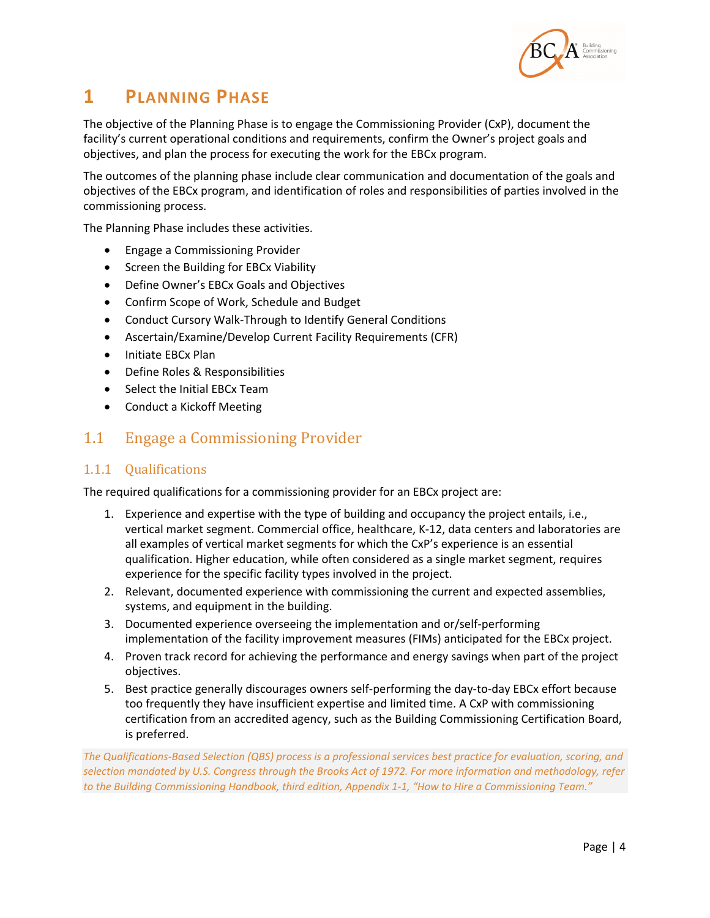# 1 PLANNING PHASE

The objective of the Planning Phase is to engage the Commissioning Provider (CxP), document the facility's current operational conditions and requirements, confirm the Owner's project goals and objectives, and plan the process for executing the work for the EBCx program.

The outcomes of the planning phase include clear communication and documentation of the goals and objectives of the EBCx program, and identification of roles and responsibilities of parties involved in the commissioning process.

The Planning Phase includes these activities.

- Engage a Commissioning Provider
- Screen the Building for EBCx Viability
- Define Owner's EBCx Goals and Objectives
- Confirm Scope of Work, Schedule and Budget
- Conduct Cursory Walk-Through to Identify General Conditions
- Ascertain/Examine/Develop Current Facility Requirements (CFR)
- Initiate EBCx Plan
- Define Roles & Responsibilities
- Select the Initial EBCx Team
- Conduct a Kickoff Meeting

## 1.1 Engage a Commissioning Provider

### 1.1.1 Qualifications

The required qualifications for a commissioning provider for an EBCx project are:

1. Experience and expertise with the type of building and occupancy the project entails, i.e., vertical market segment. Commercial office, healthcare, K-12, data centers and laboratories are all examples of vertical market segments for which the CxP's experience is an essential qualification. Higher education, while often considered as a single market segment, requires experience for the specific facility types involved in the project.
2. Relevant, documented experience with commissioning the current and expected assemblies, systems, and equipment in the building.
3. Documented experience overseeing the implementation and or/self-performing implementation of the facility improvement measures (FIMs) anticipated for the EBCx project.
4. Proven track record for achieving the performance and energy savings when part of the project objectives.
5. Best practice generally discourages owners self-performing the day-to-day EBCx effort because too frequently they have insufficient expertise and limited time. A CxP with commissioning certification from an accredited agency, such as the Building Commissioning Certification Board, is preferred.

*The Qualifications-Based Selection (QBS) process is a professional services best practice for evaluation, scoring, and selection mandated by U.S. Congress through the Brooks Act of 1972. For more information and methodology, refer to the Building Commissioning Handbook, third edition, Appendix 1-1, "How to Hire a Commissioning Team."*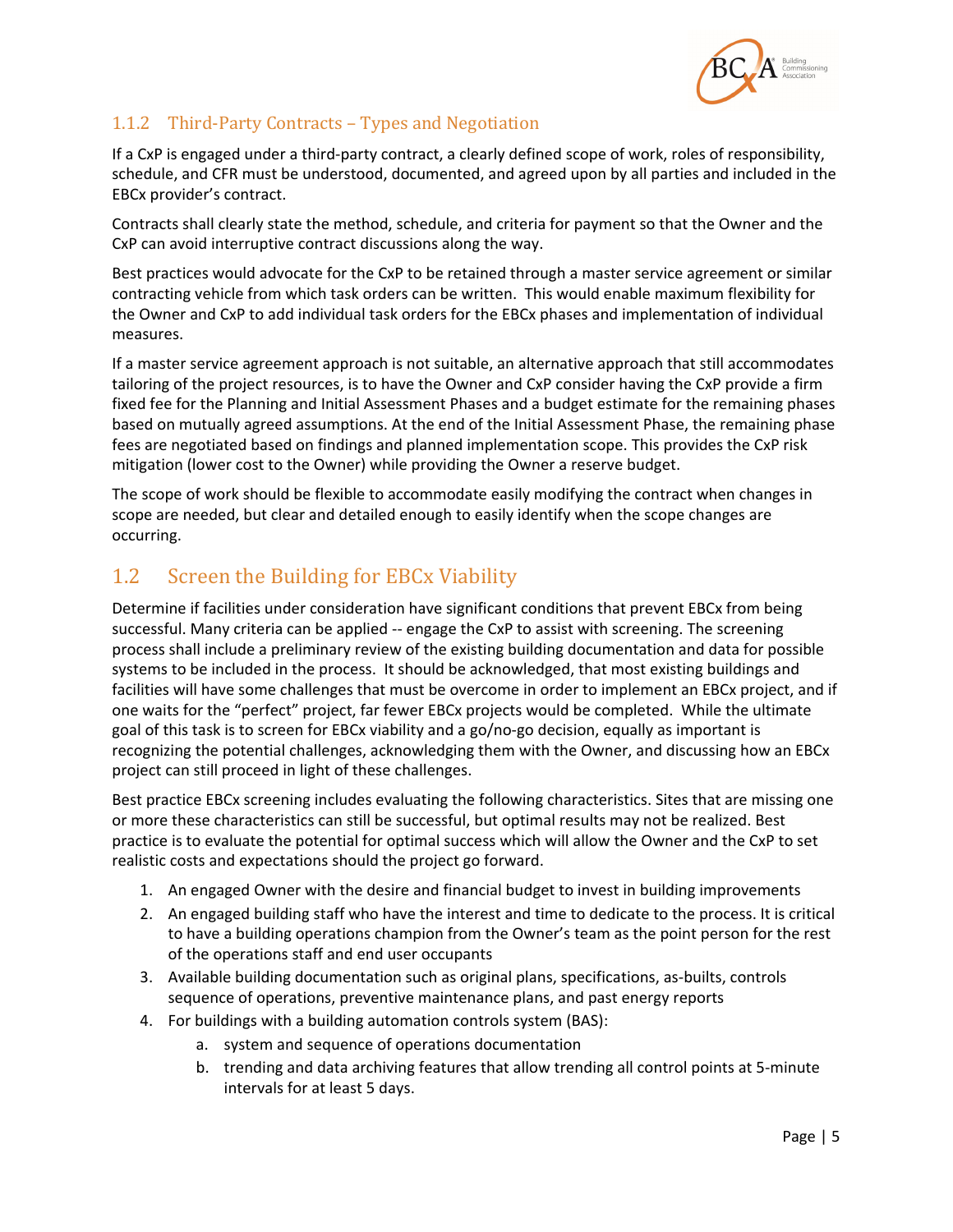### 1.1.2 Third-Party Contracts – Types and Negotiation

If a CxP is engaged under a third-party contract, a clearly defined scope of work, roles of responsibility, schedule, and CFR must be understood, documented, and agreed upon by all parties and included in the EBCx provider's contract.

Contracts shall clearly state the method, schedule, and criteria for payment so that the Owner and the CxP can avoid interruptive contract discussions along the way.

Best practices would advocate for the CxP to be retained through a master service agreement or similar contracting vehicle from which task orders can be written. This would enable maximum flexibility for the Owner and CxP to add individual task orders for the EBCx phases and implementation of individual measures.

If a master service agreement approach is not suitable, an alternative approach that still accommodates tailoring of the project resources, is to have the Owner and CxP consider having the CxP provide a firm fixed fee for the Planning and Initial Assessment Phases and a budget estimate for the remaining phases based on mutually agreed assumptions. At the end of the Initial Assessment Phase, the remaining phase fees are negotiated based on findings and planned implementation scope. This provides the CxP risk mitigation (lower cost to the Owner) while providing the Owner a reserve budget.

The scope of work should be flexible to accommodate easily modifying the contract when changes in scope are needed, but clear and detailed enough to easily identify when the scope changes are occurring.

## 1.2 Screen the Building for EBCx Viability

Determine if facilities under consideration have significant conditions that prevent EBCx from being successful. Many criteria can be applied -- engage the CxP to assist with screening. The screening process shall include a preliminary review of the existing building documentation and data for possible systems to be included in the process. It should be acknowledged, that most existing buildings and facilities will have some challenges that must be overcome in order to implement an EBCx project, and if one waits for the "perfect" project, far fewer EBCx projects would be completed. While the ultimate goal of this task is to screen for EBCx viability and a go/no-go decision, equally as important is recognizing the potential challenges, acknowledging them with the Owner, and discussing how an EBCx project can still proceed in light of these challenges.

Best practice EBCx screening includes evaluating the following characteristics. Sites that are missing one or more these characteristics can still be successful, but optimal results may not be realized. Best practice is to evaluate the potential for optimal success which will allow the Owner and the CxP to set realistic costs and expectations should the project go forward.

1. An engaged Owner with the desire and financial budget to invest in building improvements
2. An engaged building staff who have the interest and time to dedicate to the process. It is critical to have a building operations champion from the Owner's team as the point person for the rest of the operations staff and end user occupants
3. Available building documentation such as original plans, specifications, as-builts, controls sequence of operations, preventive maintenance plans, and past energy reports
4. For buildings with a building automation controls system (BAS):
    a. system and sequence of operations documentation
    b. trending and data archiving features that allow trending all control points at 5-minute intervals for at least 5 days.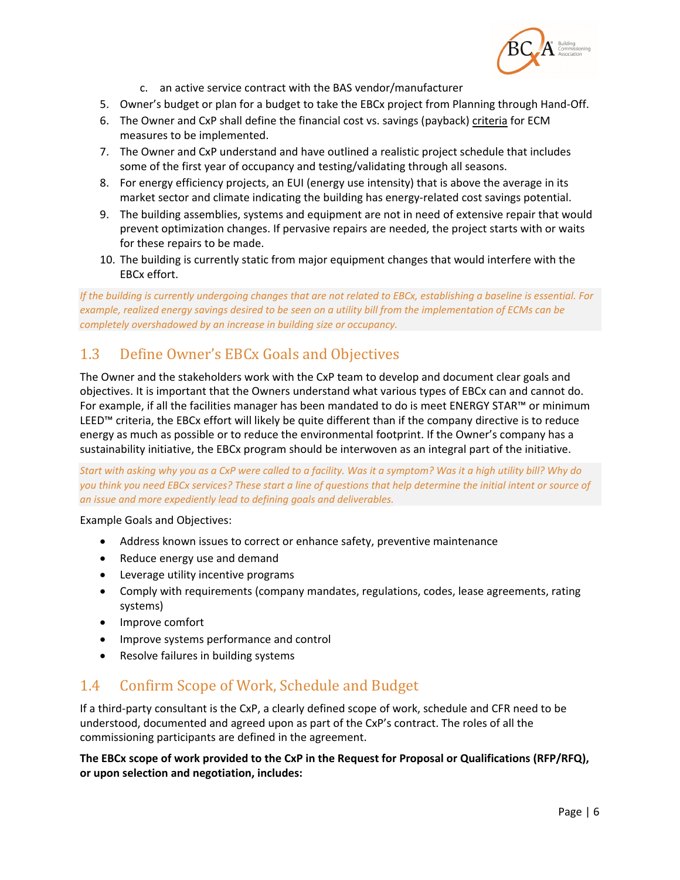c. an active service contract with the BAS vendor/manufacturer

5. Owner's budget or plan for a budget to take the EBCx project from Planning through Hand-Off.
6. The Owner and CxP shall define the financial cost vs. savings (payback) criteria for ECM measures to be implemented.
7. The Owner and CxP understand and have outlined a realistic project schedule that includes some of the first year of occupancy and testing/validating through all seasons.
8. For energy efficiency projects, an EUI (energy use intensity) that is above the average in its market sector and climate indicating the building has energy-related cost savings potential.
9. The building assemblies, systems and equipment are not in need of extensive repair that would prevent optimization changes. If pervasive repairs are needed, the project starts with or waits for these repairs to be made.
10. The building is currently static from major equipment changes that would interfere with the EBCx effort.

*If the building is currently undergoing changes that are not related to EBCx, establishing a baseline is essential. For example, realized energy savings desired to be seen on a utility bill from the implementation of ECMs can be completely overshadowed by an increase in building size or occupancy.*

## 1.3 Define Owner's EBCx Goals and Objectives

The Owner and the stakeholders work with the CxP team to develop and document clear goals and objectives. It is important that the Owners understand what various types of EBCx can and cannot do. For example, if all the facilities manager has been mandated to do is meet ENERGY STAR™ or minimum LEED™ criteria, the EBCx effort will likely be quite different than if the company directive is to reduce energy as much as possible or to reduce the environmental footprint. If the Owner's company has a sustainability initiative, the EBCx program should be interwoven as an integral part of the initiative.

*Start with asking why you as a CxP were called to a facility. Was it a symptom? Was it a high utility bill? Why do you think you need EBCx services? These start a line of questions that help determine the initial intent or source of an issue and more expediently lead to defining goals and deliverables.*

Example Goals and Objectives:

- Address known issues to correct or enhance safety, preventive maintenance
- Reduce energy use and demand
- Leverage utility incentive programs
- Comply with requirements (company mandates, regulations, codes, lease agreements, rating systems)
- Improve comfort
- Improve systems performance and control
- Resolve failures in building systems

## 1.4 Confirm Scope of Work, Schedule and Budget

If a third-party consultant is the CxP, a clearly defined scope of work, schedule and CFR need to be understood, documented and agreed upon as part of the CxP's contract. The roles of all the commissioning participants are defined in the agreement.

**The EBCx scope of work provided to the CxP in the Request for Proposal or Qualifications (RFP/RFQ), or upon selection and negotiation, includes:**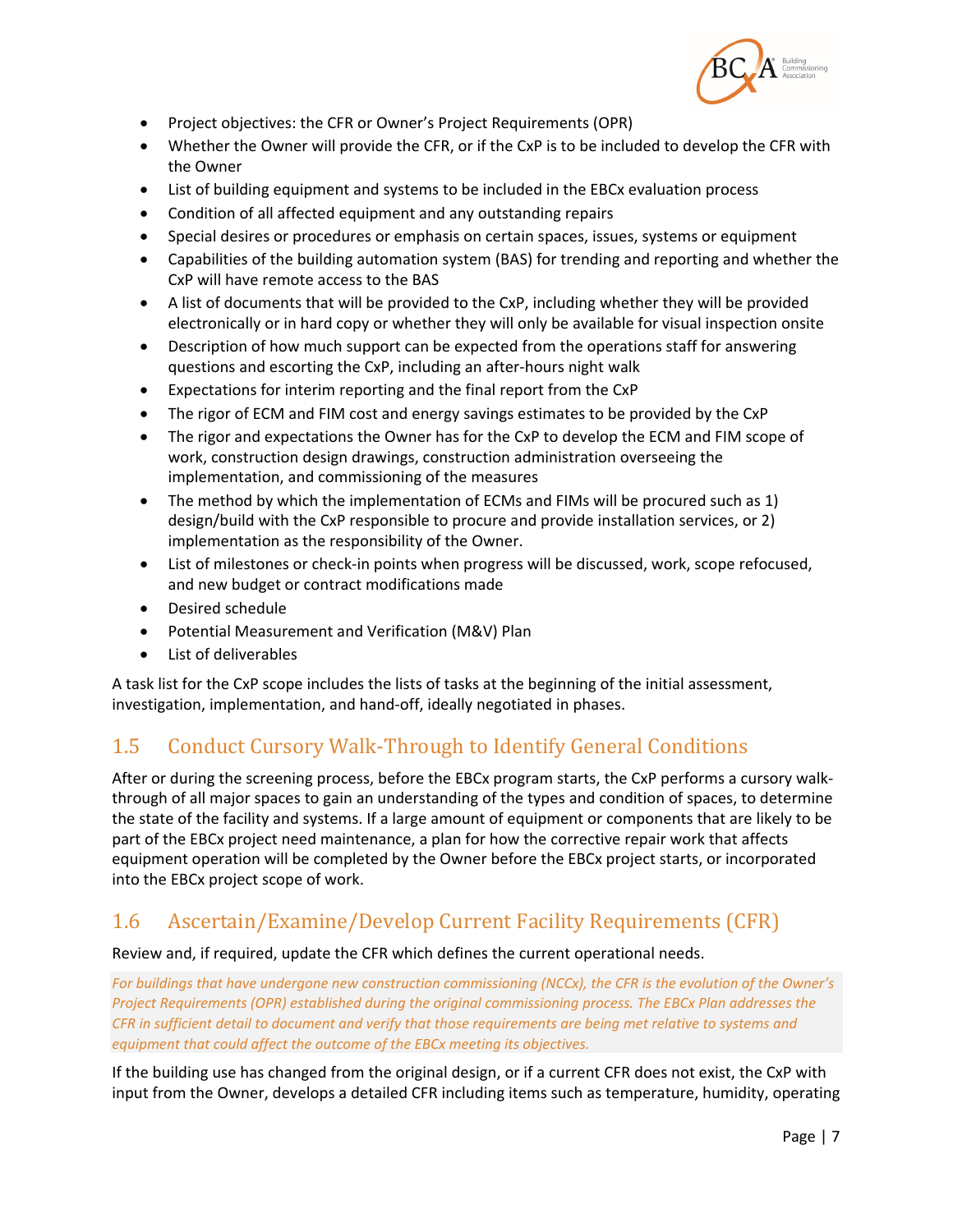- Project objectives: the CFR or Owner's Project Requirements (OPR)
- Whether the Owner will provide the CFR, or if the CxP is to be included to develop the CFR with the Owner
- List of building equipment and systems to be included in the EBCx evaluation process
- Condition of all affected equipment and any outstanding repairs
- Special desires or procedures or emphasis on certain spaces, issues, systems or equipment
- Capabilities of the building automation system (BAS) for trending and reporting and whether the CxP will have remote access to the BAS
- A list of documents that will be provided to the CxP, including whether they will be provided electronically or in hard copy or whether they will only be available for visual inspection onsite
- Description of how much support can be expected from the operations staff for answering questions and escorting the CxP, including an after-hours night walk
- Expectations for interim reporting and the final report from the CxP
- The rigor of ECM and FIM cost and energy savings estimates to be provided by the CxP
- The rigor and expectations the Owner has for the CxP to develop the ECM and FIM scope of work, construction design drawings, construction administration overseeing the implementation, and commissioning of the measures
- The method by which the implementation of ECMs and FIMs will be procured such as 1) design/build with the CxP responsible to procure and provide installation services, or 2) implementation as the responsibility of the Owner.
- List of milestones or check-in points when progress will be discussed, work, scope refocused, and new budget or contract modifications made
- Desired schedule
- Potential Measurement and Verification (M&V) Plan
- List of deliverables

A task list for the CxP scope includes the lists of tasks at the beginning of the initial assessment, investigation, implementation, and hand-off, ideally negotiated in phases.

## 1.5 Conduct Cursory Walk-Through to Identify General Conditions

After or during the screening process, before the EBCx program starts, the CxP performs a cursory walk-through of all major spaces to gain an understanding of the types and condition of spaces, to determine the state of the facility and systems. If a large amount of equipment or components that are likely to be part of the EBCx project need maintenance, a plan for how the corrective repair work that affects equipment operation will be completed by the Owner before the EBCx project starts, or incorporated into the EBCx project scope of work.

## 1.6 Ascertain/Examine/Develop Current Facility Requirements (CFR)

Review and, if required, update the CFR which defines the current operational needs.

*For buildings that have undergone new construction commissioning (NCCx), the CFR is the evolution of the Owner's Project Requirements (OPR) established during the original commissioning process. The EBCx Plan addresses the CFR in sufficient detail to document and verify that those requirements are being met relative to systems and equipment that could affect the outcome of the EBCx meeting its objectives.*

If the building use has changed from the original design, or if a current CFR does not exist, the CxP with input from the Owner, develops a detailed CFR including items such as temperature, humidity, operating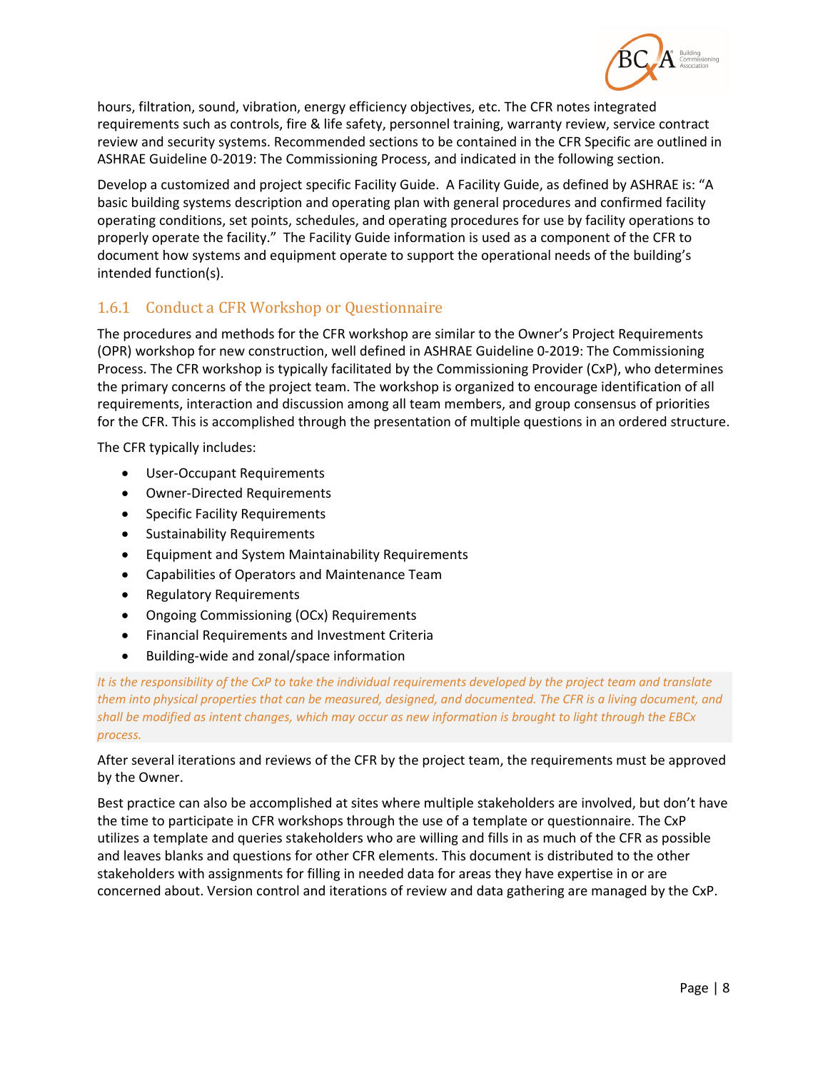hours, filtration, sound, vibration, energy efficiency objectives, etc. The CFR notes integrated requirements such as controls, fire & life safety, personnel training, warranty review, service contract review and security systems. Recommended sections to be contained in the CFR Specific are outlined in ASHRAE Guideline 0-2019: The Commissioning Process, and indicated in the following section.

Develop a customized and project specific Facility Guide. A Facility Guide, as defined by ASHRAE is: "A basic building systems description and operating plan with general procedures and confirmed facility operating conditions, set points, schedules, and operating procedures for use by facility operations to properly operate the facility." The Facility Guide information is used as a component of the CFR to document how systems and equipment operate to support the operational needs of the building's intended function(s).

### 1.6.1 Conduct a CFR Workshop or Questionnaire

The procedures and methods for the CFR workshop are similar to the Owner's Project Requirements (OPR) workshop for new construction, well defined in ASHRAE Guideline 0-2019: The Commissioning Process. The CFR workshop is typically facilitated by the Commissioning Provider (CxP), who determines the primary concerns of the project team. The workshop is organized to encourage identification of all requirements, interaction and discussion among all team members, and group consensus of priorities for the CFR. This is accomplished through the presentation of multiple questions in an ordered structure.

The CFR typically includes:

- User-Occupant Requirements
- Owner-Directed Requirements
- Specific Facility Requirements
- Sustainability Requirements
- Equipment and System Maintainability Requirements
- Capabilities of Operators and Maintenance Team
- Regulatory Requirements
- Ongoing Commissioning (OCx) Requirements
- Financial Requirements and Investment Criteria
- Building-wide and zonal/space information

*It is the responsibility of the CxP to take the individual requirements developed by the project team and translate them into physical properties that can be measured, designed, and documented. The CFR is a living document, and shall be modified as intent changes, which may occur as new information is brought to light through the EBCx process.*

After several iterations and reviews of the CFR by the project team, the requirements must be approved by the Owner.

Best practice can also be accomplished at sites where multiple stakeholders are involved, but don't have the time to participate in CFR workshops through the use of a template or questionnaire. The CxP utilizes a template and queries stakeholders who are willing and fills in as much of the CFR as possible and leaves blanks and questions for other CFR elements. This document is distributed to the other stakeholders with assignments for filling in needed data for areas they have expertise in or are concerned about. Version control and iterations of review and data gathering are managed by the CxP.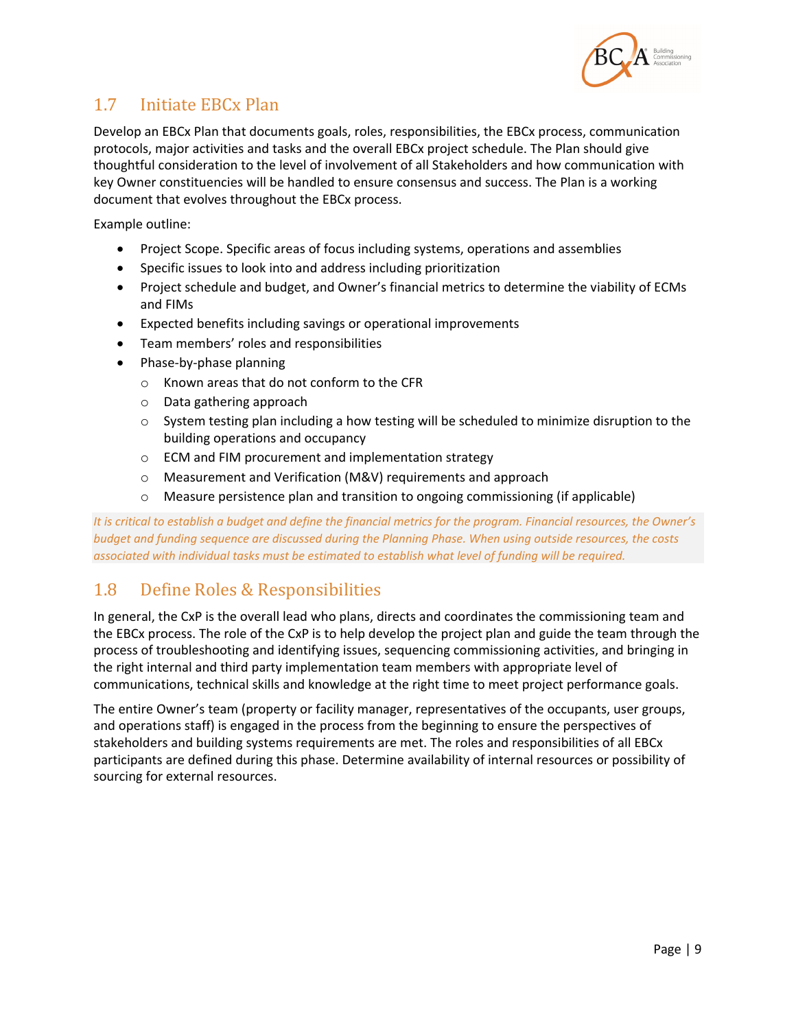## 1.7 Initiate EBCx Plan

Develop an EBCx Plan that documents goals, roles, responsibilities, the EBCx process, communication protocols, major activities and tasks and the overall EBCx project schedule. The Plan should give thoughtful consideration to the level of involvement of all Stakeholders and how communication with key Owner constituencies will be handled to ensure consensus and success. The Plan is a working document that evolves throughout the EBCx process.

Example outline:

- Project Scope. Specific areas of focus including systems, operations and assemblies
- Specific issues to look into and address including prioritization
- Project schedule and budget, and Owner's financial metrics to determine the viability of ECMs and FIMs
- Expected benefits including savings or operational improvements
- Team members' roles and responsibilities
- Phase-by-phase planning
  - Known areas that do not conform to the CFR
  - Data gathering approach
  - System testing plan including a how testing will be scheduled to minimize disruption to the building operations and occupancy
  - ECM and FIM procurement and implementation strategy
  - Measurement and Verification (M&V) requirements and approach
  - Measure persistence plan and transition to ongoing commissioning (if applicable)

*It is critical to establish a budget and define the financial metrics for the program. Financial resources, the Owner's budget and funding sequence are discussed during the Planning Phase. When using outside resources, the costs associated with individual tasks must be estimated to establish what level of funding will be required.*

## 1.8 Define Roles & Responsibilities

In general, the CxP is the overall lead who plans, directs and coordinates the commissioning team and the EBCx process. The role of the CxP is to help develop the project plan and guide the team through the process of troubleshooting and identifying issues, sequencing commissioning activities, and bringing in the right internal and third party implementation team members with appropriate level of communications, technical skills and knowledge at the right time to meet project performance goals.

The entire Owner's team (property or facility manager, representatives of the occupants, user groups, and operations staff) is engaged in the process from the beginning to ensure the perspectives of stakeholders and building systems requirements are met. The roles and responsibilities of all EBCx participants are defined during this phase. Determine availability of internal resources or possibility of sourcing for external resources.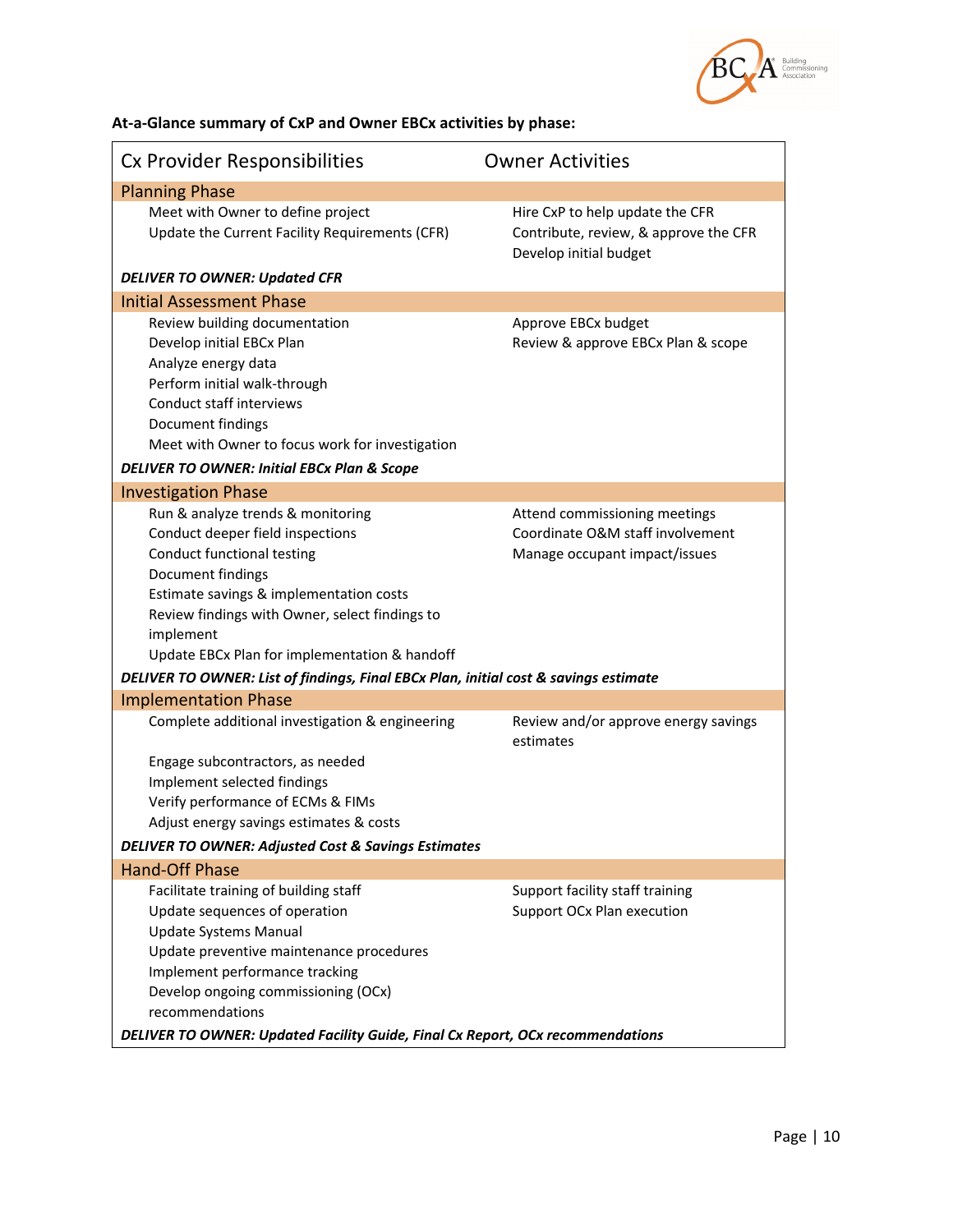**At-a-Glance summary of CxP and Owner EBCx activities by phase:**

| Cx Provider Responsibilities | Owner Activities |
|---|---|
| **Planning Phase** | |
| Meet with Owner to define project<br>Update the Current Facility Requirements (CFR) | Hire CxP to help update the CFR<br>Contribute, review, & approve the CFR<br>Develop initial budget |
| ***DELIVER TO OWNER: Updated CFR*** | |
| **Initial Assessment Phase** | |
| Review building documentation<br>Develop initial EBCx Plan<br>Analyze energy data<br>Perform initial walk-through<br>Conduct staff interviews<br>Document findings<br>Meet with Owner to focus work for investigation | Approve EBCx budget<br>Review & approve EBCx Plan & scope |
| ***DELIVER TO OWNER: Initial EBCx Plan & Scope*** | |
| **Investigation Phase** | |
| Run & analyze trends & monitoring<br>Conduct deeper field inspections<br>Conduct functional testing<br>Document findings<br>Estimate savings & implementation costs<br>Review findings with Owner, select findings to implement<br>Update EBCx Plan for implementation & handoff | Attend commissioning meetings<br>Coordinate O&M staff involvement<br>Manage occupant impact/issues |
| ***DELIVER TO OWNER: List of findings, Final EBCx Plan, initial cost & savings estimate*** | |
| **Implementation Phase** | |
| Complete additional investigation & engineering<br>Engage subcontractors, as needed<br>Implement selected findings<br>Verify performance of ECMs & FIMs<br>Adjust energy savings estimates & costs | Review and/or approve energy savings estimates |
| ***DELIVER TO OWNER: Adjusted Cost & Savings Estimates*** | |
| **Hand-Off Phase** | |
| Facilitate training of building staff<br>Update sequences of operation<br>Update Systems Manual<br>Update preventive maintenance procedures<br>Implement performance tracking<br>Develop ongoing commissioning (OCx) recommendations | Support facility staff training<br>Support OCx Plan execution |
| ***DELIVER TO OWNER: Updated Facility Guide, Final Cx Report, OCx recommendations*** | |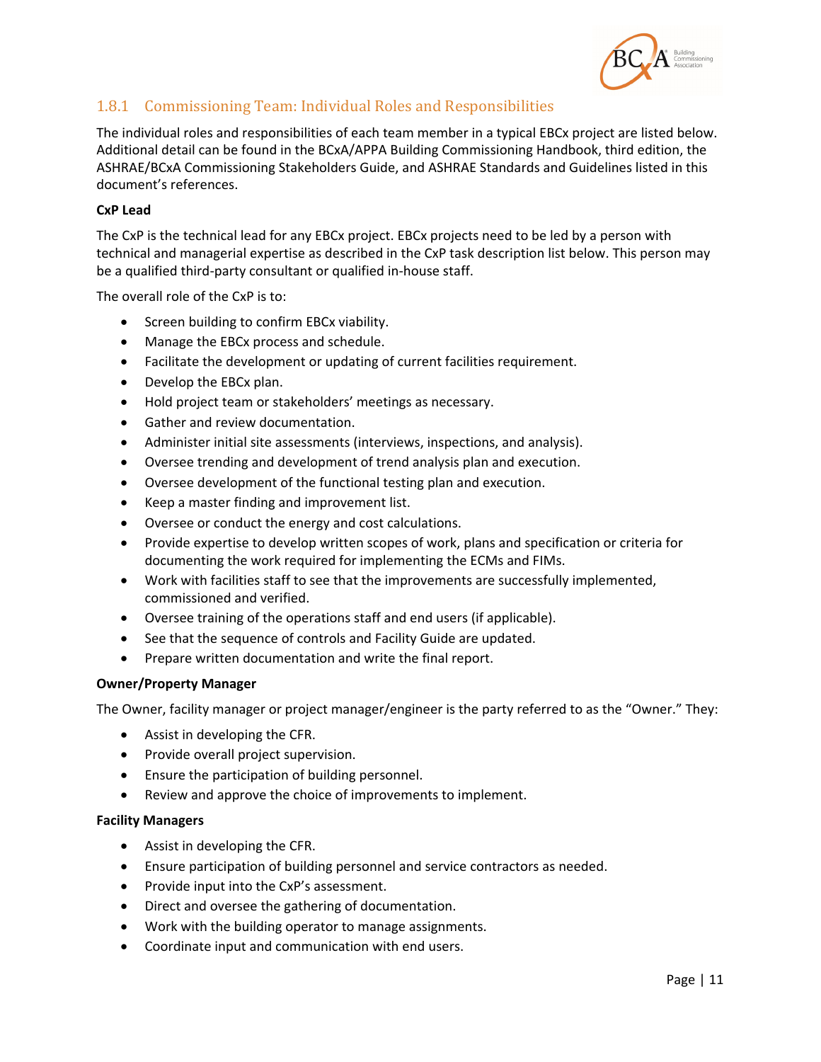### 1.8.1 Commissioning Team: Individual Roles and Responsibilities

The individual roles and responsibilities of each team member in a typical EBCx project are listed below. Additional detail can be found in the BCxA/APPA Building Commissioning Handbook, third edition, the ASHRAE/BCxA Commissioning Stakeholders Guide, and ASHRAE Standards and Guidelines listed in this document's references.

**CxP Lead**

The CxP is the technical lead for any EBCx project. EBCx projects need to be led by a person with technical and managerial expertise as described in the CxP task description list below. This person may be a qualified third-party consultant or qualified in-house staff.

The overall role of the CxP is to:

- Screen building to confirm EBCx viability.
- Manage the EBCx process and schedule.
- Facilitate the development or updating of current facilities requirement.
- Develop the EBCx plan.
- Hold project team or stakeholders' meetings as necessary.
- Gather and review documentation.
- Administer initial site assessments (interviews, inspections, and analysis).
- Oversee trending and development of trend analysis plan and execution.
- Oversee development of the functional testing plan and execution.
- Keep a master finding and improvement list.
- Oversee or conduct the energy and cost calculations.
- Provide expertise to develop written scopes of work, plans and specification or criteria for documenting the work required for implementing the ECMs and FIMs.
- Work with facilities staff to see that the improvements are successfully implemented, commissioned and verified.
- Oversee training of the operations staff and end users (if applicable).
- See that the sequence of controls and Facility Guide are updated.
- Prepare written documentation and write the final report.

**Owner/Property Manager**

The Owner, facility manager or project manager/engineer is the party referred to as the "Owner." They:

- Assist in developing the CFR.
- Provide overall project supervision.
- Ensure the participation of building personnel.
- Review and approve the choice of improvements to implement.

**Facility Managers**

- Assist in developing the CFR.
- Ensure participation of building personnel and service contractors as needed.
- Provide input into the CxP's assessment.
- Direct and oversee the gathering of documentation.
- Work with the building operator to manage assignments.
- Coordinate input and communication with end users.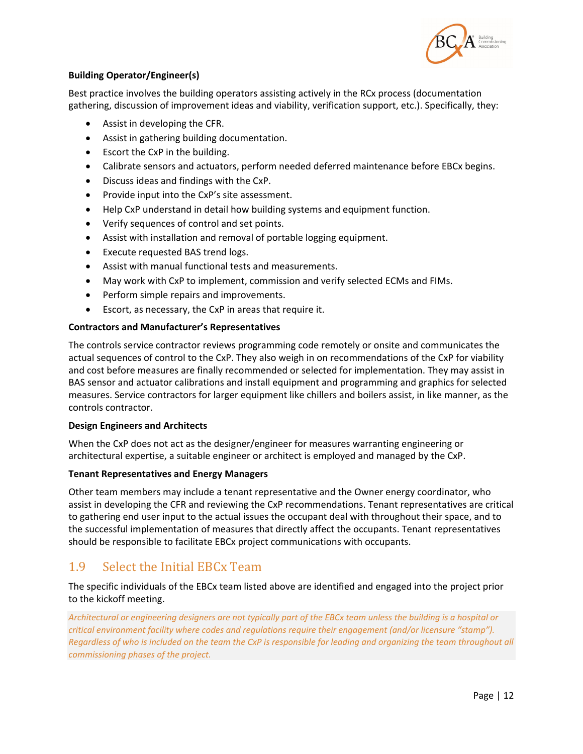**Building Operator/Engineer(s)**

Best practice involves the building operators assisting actively in the RCx process (documentation gathering, discussion of improvement ideas and viability, verification support, etc.). Specifically, they:

- Assist in developing the CFR.
- Assist in gathering building documentation.
- Escort the CxP in the building.
- Calibrate sensors and actuators, perform needed deferred maintenance before EBCx begins.
- Discuss ideas and findings with the CxP.
- Provide input into the CxP's site assessment.
- Help CxP understand in detail how building systems and equipment function.
- Verify sequences of control and set points.
- Assist with installation and removal of portable logging equipment.
- Execute requested BAS trend logs.
- Assist with manual functional tests and measurements.
- May work with CxP to implement, commission and verify selected ECMs and FIMs.
- Perform simple repairs and improvements.
- Escort, as necessary, the CxP in areas that require it.

**Contractors and Manufacturer's Representatives**

The controls service contractor reviews programming code remotely or onsite and communicates the actual sequences of control to the CxP. They also weigh in on recommendations of the CxP for viability and cost before measures are finally recommended or selected for implementation. They may assist in BAS sensor and actuator calibrations and install equipment and programming and graphics for selected measures. Service contractors for larger equipment like chillers and boilers assist, in like manner, as the controls contractor.

**Design Engineers and Architects**

When the CxP does not act as the designer/engineer for measures warranting engineering or architectural expertise, a suitable engineer or architect is employed and managed by the CxP.

**Tenant Representatives and Energy Managers**

Other team members may include a tenant representative and the Owner energy coordinator, who assist in developing the CFR and reviewing the CxP recommendations. Tenant representatives are critical to gathering end user input to the actual issues the occupant deal with throughout their space, and to the successful implementation of measures that directly affect the occupants. Tenant representatives should be responsible to facilitate EBCx project communications with occupants.

## 1.9 Select the Initial EBCx Team

The specific individuals of the EBCx team listed above are identified and engaged into the project prior to the kickoff meeting.

*Architectural or engineering designers are not typically part of the EBCx team unless the building is a hospital or critical environment facility where codes and regulations require their engagement (and/or licensure "stamp"). Regardless of who is included on the team the CxP is responsible for leading and organizing the team throughout all commissioning phases of the project.*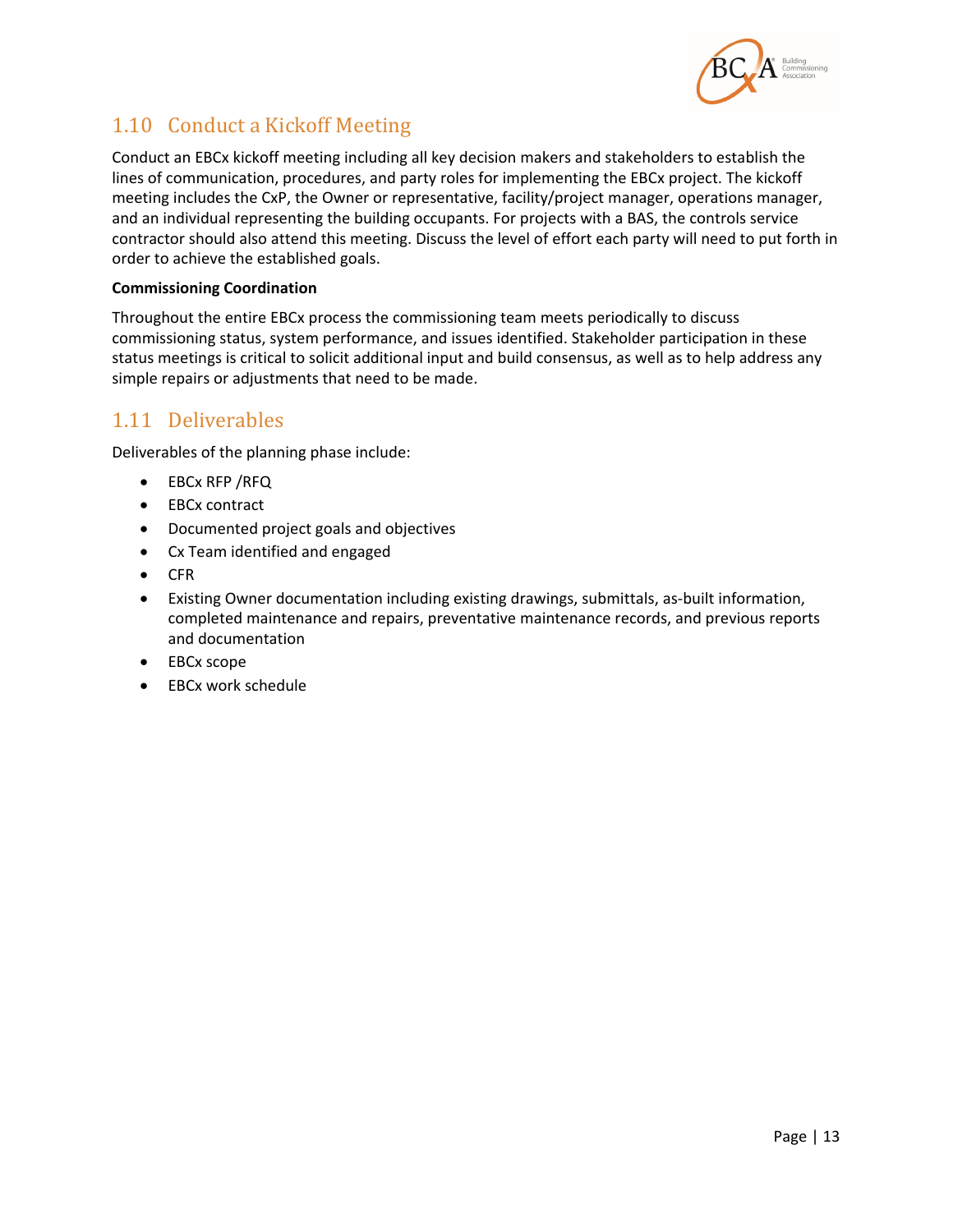## 1.10 Conduct a Kickoff Meeting

Conduct an EBCx kickoff meeting including all key decision makers and stakeholders to establish the lines of communication, procedures, and party roles for implementing the EBCx project. The kickoff meeting includes the CxP, the Owner or representative, facility/project manager, operations manager, and an individual representing the building occupants. For projects with a BAS, the controls service contractor should also attend this meeting. Discuss the level of effort each party will need to put forth in order to achieve the established goals.

**Commissioning Coordination**

Throughout the entire EBCx process the commissioning team meets periodically to discuss commissioning status, system performance, and issues identified. Stakeholder participation in these status meetings is critical to solicit additional input and build consensus, as well as to help address any simple repairs or adjustments that need to be made.

## 1.11 Deliverables

Deliverables of the planning phase include:

- EBCx RFP /RFQ
- EBCx contract
- Documented project goals and objectives
- Cx Team identified and engaged
- CFR
- Existing Owner documentation including existing drawings, submittals, as-built information, completed maintenance and repairs, preventative maintenance records, and previous reports and documentation
- EBCx scope
- EBCx work schedule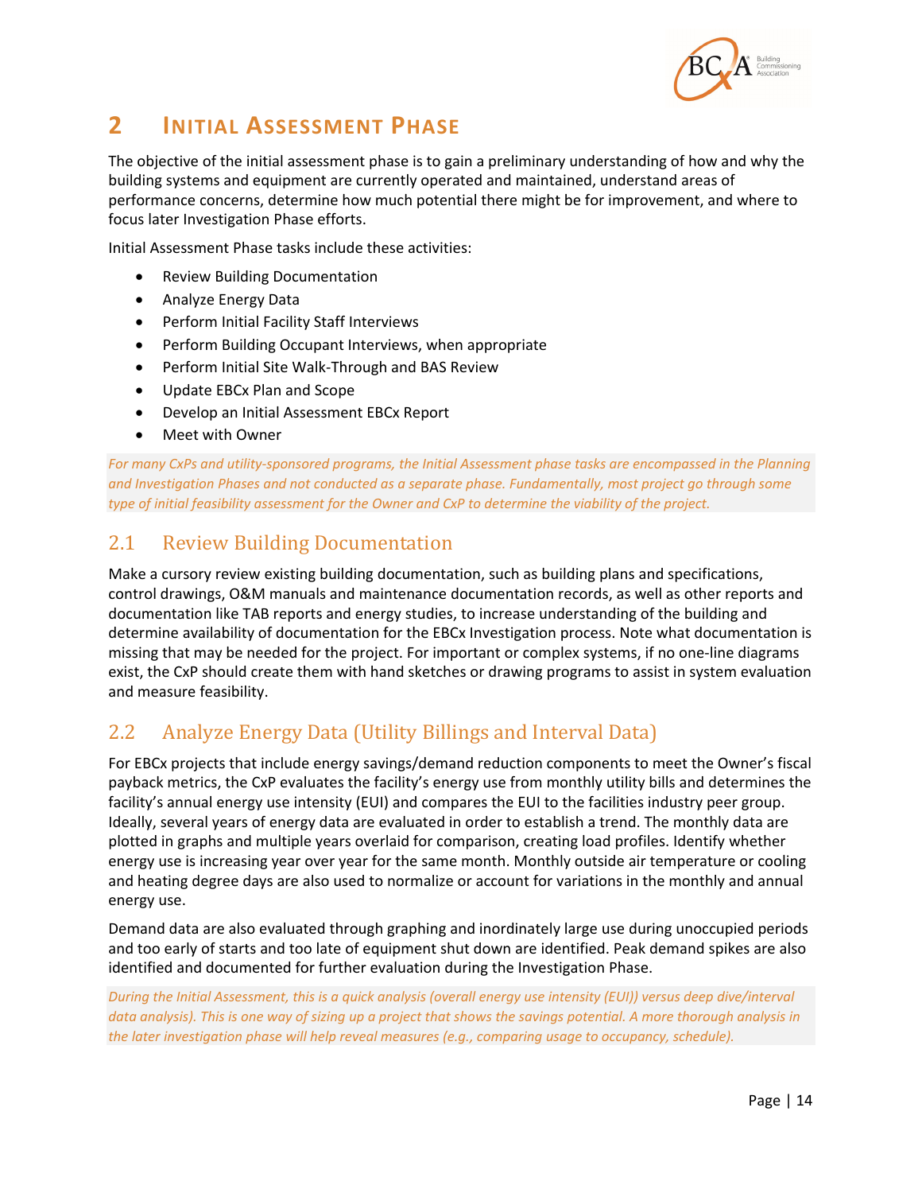# 2 Initial Assessment Phase

The objective of the initial assessment phase is to gain a preliminary understanding of how and why the building systems and equipment are currently operated and maintained, understand areas of performance concerns, determine how much potential there might be for improvement, and where to focus later Investigation Phase efforts.

Initial Assessment Phase tasks include these activities:

- Review Building Documentation
- Analyze Energy Data
- Perform Initial Facility Staff Interviews
- Perform Building Occupant Interviews, when appropriate
- Perform Initial Site Walk-Through and BAS Review
- Update EBCx Plan and Scope
- Develop an Initial Assessment EBCx Report
- Meet with Owner

*For many CxPs and utility-sponsored programs, the Initial Assessment phase tasks are encompassed in the Planning and Investigation Phases and not conducted as a separate phase. Fundamentally, most project go through some type of initial feasibility assessment for the Owner and CxP to determine the viability of the project.*

## 2.1 Review Building Documentation

Make a cursory review existing building documentation, such as building plans and specifications, control drawings, O&M manuals and maintenance documentation records, as well as other reports and documentation like TAB reports and energy studies, to increase understanding of the building and determine availability of documentation for the EBCx Investigation process. Note what documentation is missing that may be needed for the project. For important or complex systems, if no one-line diagrams exist, the CxP should create them with hand sketches or drawing programs to assist in system evaluation and measure feasibility.

## 2.2 Analyze Energy Data (Utility Billings and Interval Data)

For EBCx projects that include energy savings/demand reduction components to meet the Owner's fiscal payback metrics, the CxP evaluates the facility's energy use from monthly utility bills and determines the facility's annual energy use intensity (EUI) and compares the EUI to the facilities industry peer group. Ideally, several years of energy data are evaluated in order to establish a trend. The monthly data are plotted in graphs and multiple years overlaid for comparison, creating load profiles. Identify whether energy use is increasing year over year for the same month. Monthly outside air temperature or cooling and heating degree days are also used to normalize or account for variations in the monthly and annual energy use.

Demand data are also evaluated through graphing and inordinately large use during unoccupied periods and too early of starts and too late of equipment shut down are identified. Peak demand spikes are also identified and documented for further evaluation during the Investigation Phase.

*During the Initial Assessment, this is a quick analysis (overall energy use intensity (EUI)) versus deep dive/interval data analysis). This is one way of sizing up a project that shows the savings potential. A more thorough analysis in the later investigation phase will help reveal measures (e.g., comparing usage to occupancy, schedule).*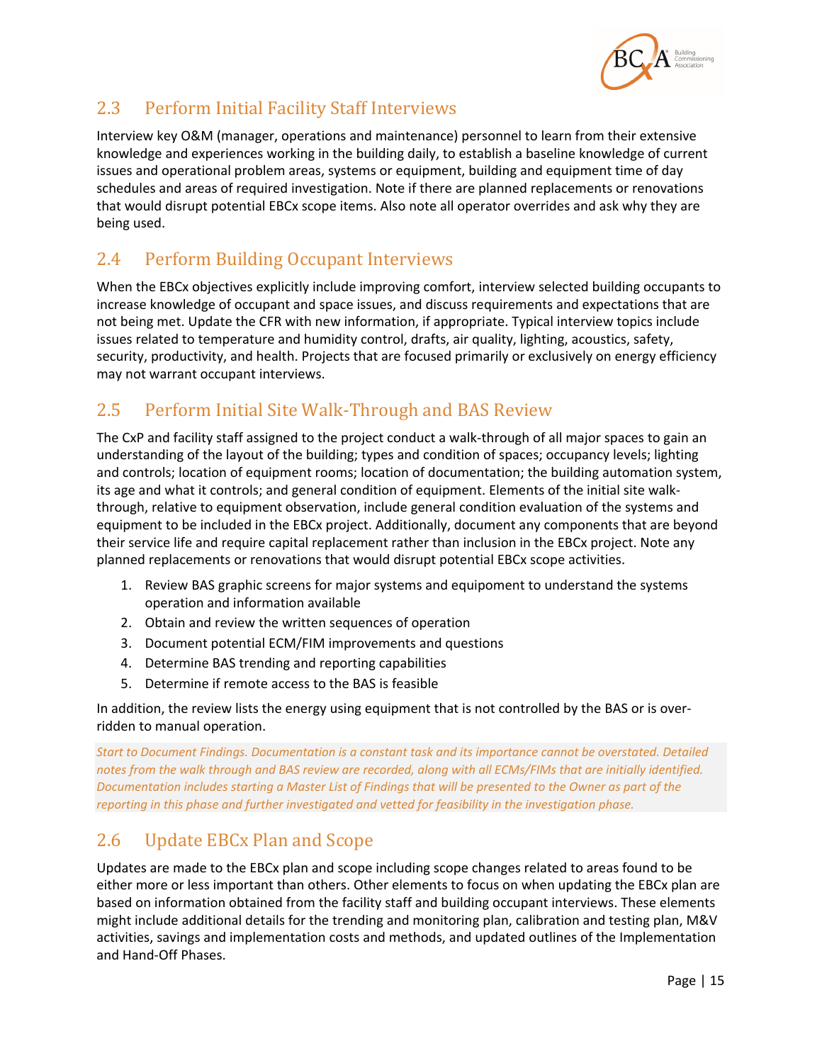## 2.3 Perform Initial Facility Staff Interviews

Interview key O&M (manager, operations and maintenance) personnel to learn from their extensive knowledge and experiences working in the building daily, to establish a baseline knowledge of current issues and operational problem areas, systems or equipment, building and equipment time of day schedules and areas of required investigation. Note if there are planned replacements or renovations that would disrupt potential EBCx scope items. Also note all operator overrides and ask why they are being used.

## 2.4 Perform Building Occupant Interviews

When the EBCx objectives explicitly include improving comfort, interview selected building occupants to increase knowledge of occupant and space issues, and discuss requirements and expectations that are not being met. Update the CFR with new information, if appropriate. Typical interview topics include issues related to temperature and humidity control, drafts, air quality, lighting, acoustics, safety, security, productivity, and health. Projects that are focused primarily or exclusively on energy efficiency may not warrant occupant interviews.

## 2.5 Perform Initial Site Walk-Through and BAS Review

The CxP and facility staff assigned to the project conduct a walk-through of all major spaces to gain an understanding of the layout of the building; types and condition of spaces; occupancy levels; lighting and controls; location of equipment rooms; location of documentation; the building automation system, its age and what it controls; and general condition of equipment. Elements of the initial site walk-through, relative to equipment observation, include general condition evaluation of the systems and equipment to be included in the EBCx project. Additionally, document any components that are beyond their service life and require capital replacement rather than inclusion in the EBCx project. Note any planned replacements or renovations that would disrupt potential EBCx scope activities.

1. Review BAS graphic screens for major systems and equipoment to understand the systems operation and information available
2. Obtain and review the written sequences of operation
3. Document potential ECM/FIM improvements and questions
4. Determine BAS trending and reporting capabilities
5. Determine if remote access to the BAS is feasible

In addition, the review lists the energy using equipment that is not controlled by the BAS or is over-ridden to manual operation.

*Start to Document Findings. Documentation is a constant task and its importance cannot be overstated. Detailed notes from the walk through and BAS review are recorded, along with all ECMs/FIMs that are initially identified. Documentation includes starting a Master List of Findings that will be presented to the Owner as part of the reporting in this phase and further investigated and vetted for feasibility in the investigation phase.*

## 2.6 Update EBCx Plan and Scope

Updates are made to the EBCx plan and scope including scope changes related to areas found to be either more or less important than others. Other elements to focus on when updating the EBCx plan are based on information obtained from the facility staff and building occupant interviews. These elements might include additional details for the trending and monitoring plan, calibration and testing plan, M&V activities, savings and implementation costs and methods, and updated outlines of the Implementation and Hand-Off Phases.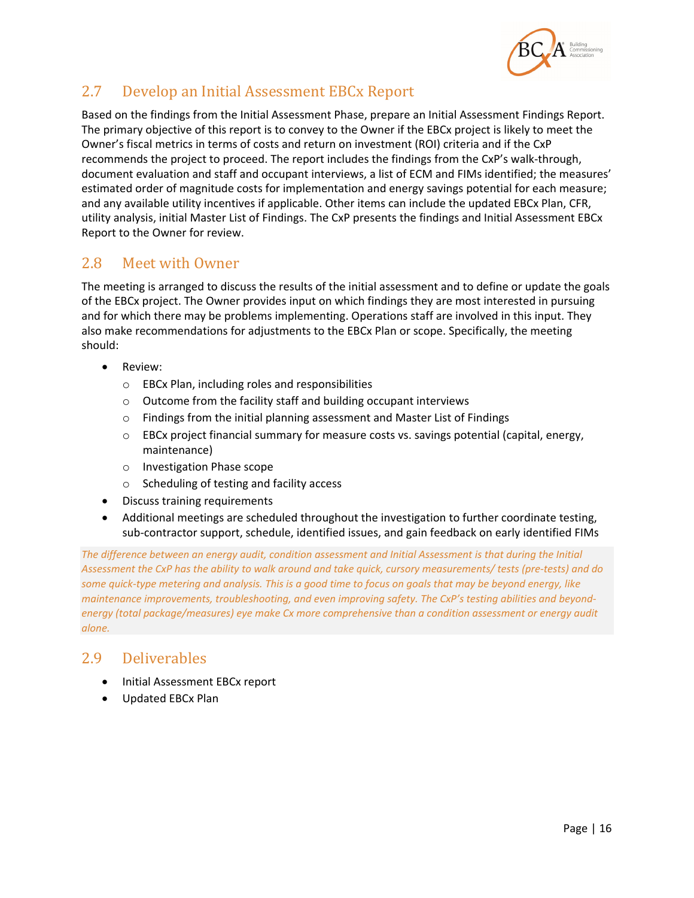## 2.7 Develop an Initial Assessment EBCx Report

Based on the findings from the Initial Assessment Phase, prepare an Initial Assessment Findings Report. The primary objective of this report is to convey to the Owner if the EBCx project is likely to meet the Owner's fiscal metrics in terms of costs and return on investment (ROI) criteria and if the CxP recommends the project to proceed. The report includes the findings from the CxP's walk-through, document evaluation and staff and occupant interviews, a list of ECM and FIMs identified; the measures' estimated order of magnitude costs for implementation and energy savings potential for each measure; and any available utility incentives if applicable. Other items can include the updated EBCx Plan, CFR, utility analysis, initial Master List of Findings. The CxP presents the findings and Initial Assessment EBCx Report to the Owner for review.

## 2.8 Meet with Owner

The meeting is arranged to discuss the results of the initial assessment and to define or update the goals of the EBCx project. The Owner provides input on which findings they are most interested in pursuing and for which there may be problems implementing. Operations staff are involved in this input. They also make recommendations for adjustments to the EBCx Plan or scope. Specifically, the meeting should:

- Review:
  - EBCx Plan, including roles and responsibilities
  - Outcome from the facility staff and building occupant interviews
  - Findings from the initial planning assessment and Master List of Findings
  - EBCx project financial summary for measure costs vs. savings potential (capital, energy, maintenance)
  - Investigation Phase scope
  - Scheduling of testing and facility access
- Discuss training requirements
- Additional meetings are scheduled throughout the investigation to further coordinate testing, sub-contractor support, schedule, identified issues, and gain feedback on early identified FIMs

*The difference between an energy audit, condition assessment and Initial Assessment is that during the Initial Assessment the CxP has the ability to walk around and take quick, cursory measurements/ tests (pre-tests) and do some quick-type metering and analysis. This is a good time to focus on goals that may be beyond energy, like maintenance improvements, troubleshooting, and even improving safety. The CxP's testing abilities and beyond-energy (total package/measures) eye make Cx more comprehensive than a condition assessment or energy audit alone.*

## 2.9 Deliverables

- Initial Assessment EBCx report
- Updated EBCx Plan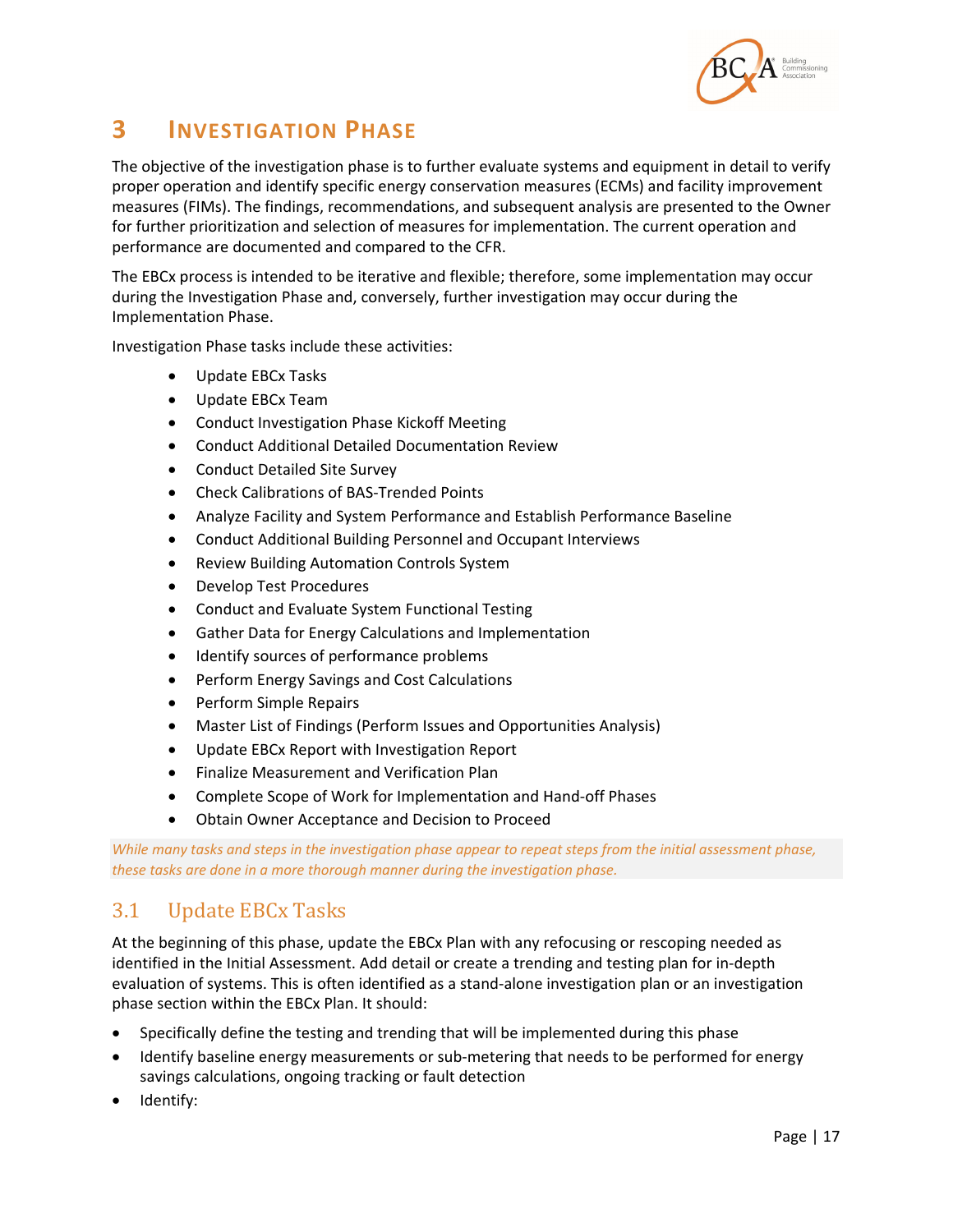# 3 INVESTIGATION PHASE

The objective of the investigation phase is to further evaluate systems and equipment in detail to verify proper operation and identify specific energy conservation measures (ECMs) and facility improvement measures (FIMs). The findings, recommendations, and subsequent analysis are presented to the Owner for further prioritization and selection of measures for implementation. The current operation and performance are documented and compared to the CFR.

The EBCx process is intended to be iterative and flexible; therefore, some implementation may occur during the Investigation Phase and, conversely, further investigation may occur during the Implementation Phase.

Investigation Phase tasks include these activities:

- Update EBCx Tasks
- Update EBCx Team
- Conduct Investigation Phase Kickoff Meeting
- Conduct Additional Detailed Documentation Review
- Conduct Detailed Site Survey
- Check Calibrations of BAS-Trended Points
- Analyze Facility and System Performance and Establish Performance Baseline
- Conduct Additional Building Personnel and Occupant Interviews
- Review Building Automation Controls System
- Develop Test Procedures
- Conduct and Evaluate System Functional Testing
- Gather Data for Energy Calculations and Implementation
- Identify sources of performance problems
- Perform Energy Savings and Cost Calculations
- Perform Simple Repairs
- Master List of Findings (Perform Issues and Opportunities Analysis)
- Update EBCx Report with Investigation Report
- Finalize Measurement and Verification Plan
- Complete Scope of Work for Implementation and Hand-off Phases
- Obtain Owner Acceptance and Decision to Proceed

*While many tasks and steps in the investigation phase appear to repeat steps from the initial assessment phase, these tasks are done in a more thorough manner during the investigation phase.*

## 3.1 Update EBCx Tasks

At the beginning of this phase, update the EBCx Plan with any refocusing or rescoping needed as identified in the Initial Assessment. Add detail or create a trending and testing plan for in-depth evaluation of systems. This is often identified as a stand-alone investigation plan or an investigation phase section within the EBCx Plan. It should:

- Specifically define the testing and trending that will be implemented during this phase
- Identify baseline energy measurements or sub-metering that needs to be performed for energy savings calculations, ongoing tracking or fault detection
- Identify: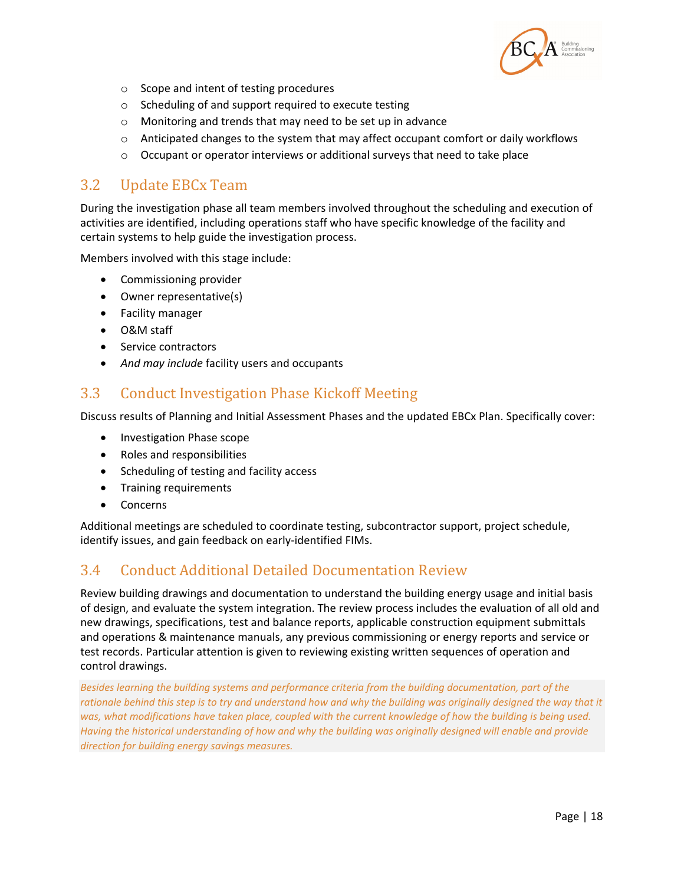- Scope and intent of testing procedures
- Scheduling of and support required to execute testing
- Monitoring and trends that may need to be set up in advance
- Anticipated changes to the system that may affect occupant comfort or daily workflows
- Occupant or operator interviews or additional surveys that need to take place

## 3.2 Update EBCx Team

During the investigation phase all team members involved throughout the scheduling and execution of activities are identified, including operations staff who have specific knowledge of the facility and certain systems to help guide the investigation process.

Members involved with this stage include:

- Commissioning provider
- Owner representative(s)
- Facility manager
- O&M staff
- Service contractors
- *And may include* facility users and occupants

## 3.3 Conduct Investigation Phase Kickoff Meeting

Discuss results of Planning and Initial Assessment Phases and the updated EBCx Plan. Specifically cover:

- Investigation Phase scope
- Roles and responsibilities
- Scheduling of testing and facility access
- Training requirements
- Concerns

Additional meetings are scheduled to coordinate testing, subcontractor support, project schedule, identify issues, and gain feedback on early-identified FIMs.

## 3.4 Conduct Additional Detailed Documentation Review

Review building drawings and documentation to understand the building energy usage and initial basis of design, and evaluate the system integration. The review process includes the evaluation of all old and new drawings, specifications, test and balance reports, applicable construction equipment submittals and operations & maintenance manuals, any previous commissioning or energy reports and service or test records. Particular attention is given to reviewing existing written sequences of operation and control drawings.

*Besides learning the building systems and performance criteria from the building documentation, part of the rationale behind this step is to try and understand how and why the building was originally designed the way that it was, what modifications have taken place, coupled with the current knowledge of how the building is being used. Having the historical understanding of how and why the building was originally designed will enable and provide direction for building energy savings measures.*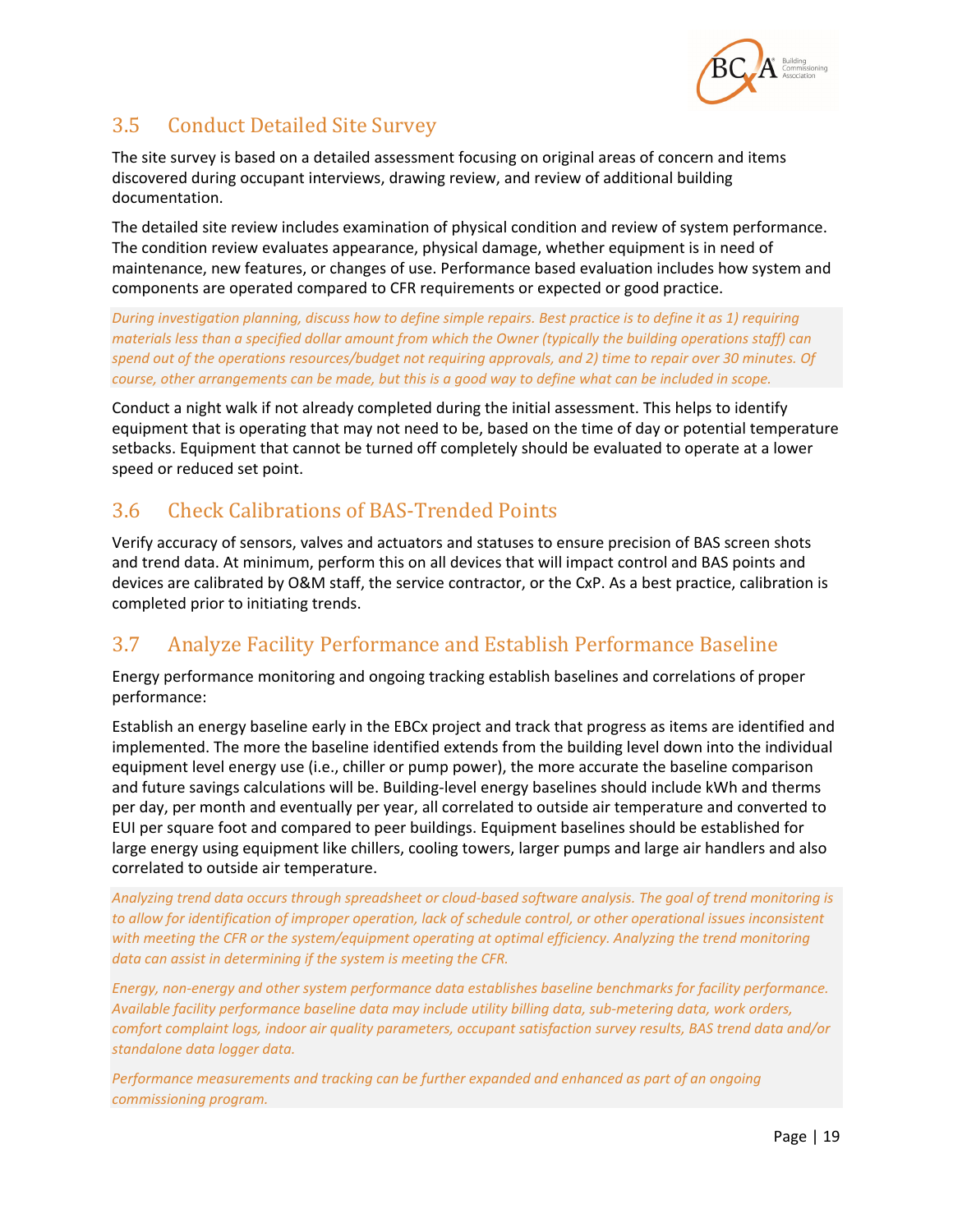## 3.5 Conduct Detailed Site Survey

The site survey is based on a detailed assessment focusing on original areas of concern and items discovered during occupant interviews, drawing review, and review of additional building documentation.

The detailed site review includes examination of physical condition and review of system performance. The condition review evaluates appearance, physical damage, whether equipment is in need of maintenance, new features, or changes of use. Performance based evaluation includes how system and components are operated compared to CFR requirements or expected or good practice.

*During investigation planning, discuss how to define simple repairs. Best practice is to define it as 1) requiring materials less than a specified dollar amount from which the Owner (typically the building operations staff) can spend out of the operations resources/budget not requiring approvals, and 2) time to repair over 30 minutes. Of course, other arrangements can be made, but this is a good way to define what can be included in scope.*

Conduct a night walk if not already completed during the initial assessment. This helps to identify equipment that is operating that may not need to be, based on the time of day or potential temperature setbacks. Equipment that cannot be turned off completely should be evaluated to operate at a lower speed or reduced set point.

## 3.6 Check Calibrations of BAS-Trended Points

Verify accuracy of sensors, valves and actuators and statuses to ensure precision of BAS screen shots and trend data. At minimum, perform this on all devices that will impact control and BAS points and devices are calibrated by O&M staff, the service contractor, or the CxP. As a best practice, calibration is completed prior to initiating trends.

## 3.7 Analyze Facility Performance and Establish Performance Baseline

Energy performance monitoring and ongoing tracking establish baselines and correlations of proper performance:

Establish an energy baseline early in the EBCx project and track that progress as items are identified and implemented. The more the baseline identified extends from the building level down into the individual equipment level energy use (i.e., chiller or pump power), the more accurate the baseline comparison and future savings calculations will be. Building-level energy baselines should include kWh and therms per day, per month and eventually per year, all correlated to outside air temperature and converted to EUI per square foot and compared to peer buildings. Equipment baselines should be established for large energy using equipment like chillers, cooling towers, larger pumps and large air handlers and also correlated to outside air temperature.

*Analyzing trend data occurs through spreadsheet or cloud-based software analysis. The goal of trend monitoring is to allow for identification of improper operation, lack of schedule control, or other operational issues inconsistent with meeting the CFR or the system/equipment operating at optimal efficiency. Analyzing the trend monitoring data can assist in determining if the system is meeting the CFR.*

*Energy, non-energy and other system performance data establishes baseline benchmarks for facility performance. Available facility performance baseline data may include utility billing data, sub-metering data, work orders, comfort complaint logs, indoor air quality parameters, occupant satisfaction survey results, BAS trend data and/or standalone data logger data.*

*Performance measurements and tracking can be further expanded and enhanced as part of an ongoing commissioning program.*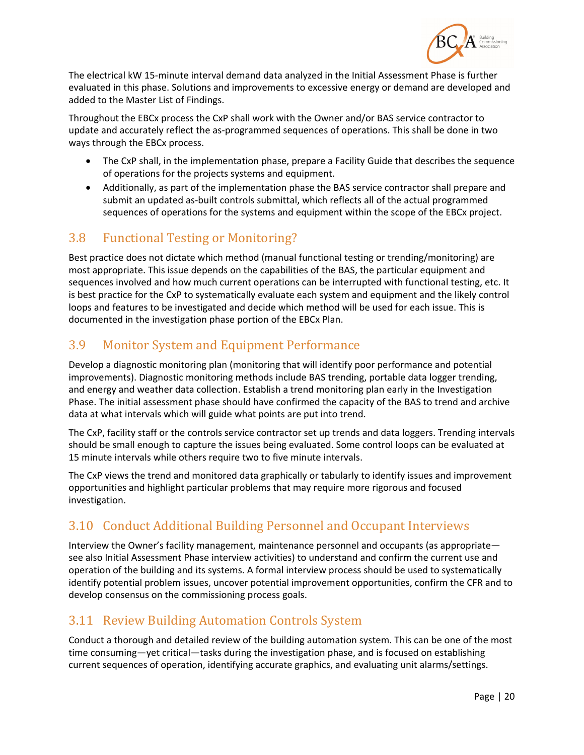The electrical kW 15-minute interval demand data analyzed in the Initial Assessment Phase is further evaluated in this phase. Solutions and improvements to excessive energy or demand are developed and added to the Master List of Findings.

Throughout the EBCx process the CxP shall work with the Owner and/or BAS service contractor to update and accurately reflect the as-programmed sequences of operations. This shall be done in two ways through the EBCx process.

- The CxP shall, in the implementation phase, prepare a Facility Guide that describes the sequence of operations for the projects systems and equipment.
- Additionally, as part of the implementation phase the BAS service contractor shall prepare and submit an updated as-built controls submittal, which reflects all of the actual programmed sequences of operations for the systems and equipment within the scope of the EBCx project.

## 3.8 Functional Testing or Monitoring?

Best practice does not dictate which method (manual functional testing or trending/monitoring) are most appropriate. This issue depends on the capabilities of the BAS, the particular equipment and sequences involved and how much current operations can be interrupted with functional testing, etc. It is best practice for the CxP to systematically evaluate each system and equipment and the likely control loops and features to be investigated and decide which method will be used for each issue. This is documented in the investigation phase portion of the EBCx Plan.

## 3.9 Monitor System and Equipment Performance

Develop a diagnostic monitoring plan (monitoring that will identify poor performance and potential improvements). Diagnostic monitoring methods include BAS trending, portable data logger trending, and energy and weather data collection. Establish a trend monitoring plan early in the Investigation Phase. The initial assessment phase should have confirmed the capacity of the BAS to trend and archive data at what intervals which will guide what points are put into trend.

The CxP, facility staff or the controls service contractor set up trends and data loggers. Trending intervals should be small enough to capture the issues being evaluated. Some control loops can be evaluated at 15 minute intervals while others require two to five minute intervals.

The CxP views the trend and monitored data graphically or tabularly to identify issues and improvement opportunities and highlight particular problems that may require more rigorous and focused investigation.

## 3.10 Conduct Additional Building Personnel and Occupant Interviews

Interview the Owner's facility management, maintenance personnel and occupants (as appropriate—see also Initial Assessment Phase interview activities) to understand and confirm the current use and operation of the building and its systems. A formal interview process should be used to systematically identify potential problem issues, uncover potential improvement opportunities, confirm the CFR and to develop consensus on the commissioning process goals.

## 3.11 Review Building Automation Controls System

Conduct a thorough and detailed review of the building automation system. This can be one of the most time consuming—yet critical—tasks during the investigation phase, and is focused on establishing current sequences of operation, identifying accurate graphics, and evaluating unit alarms/settings.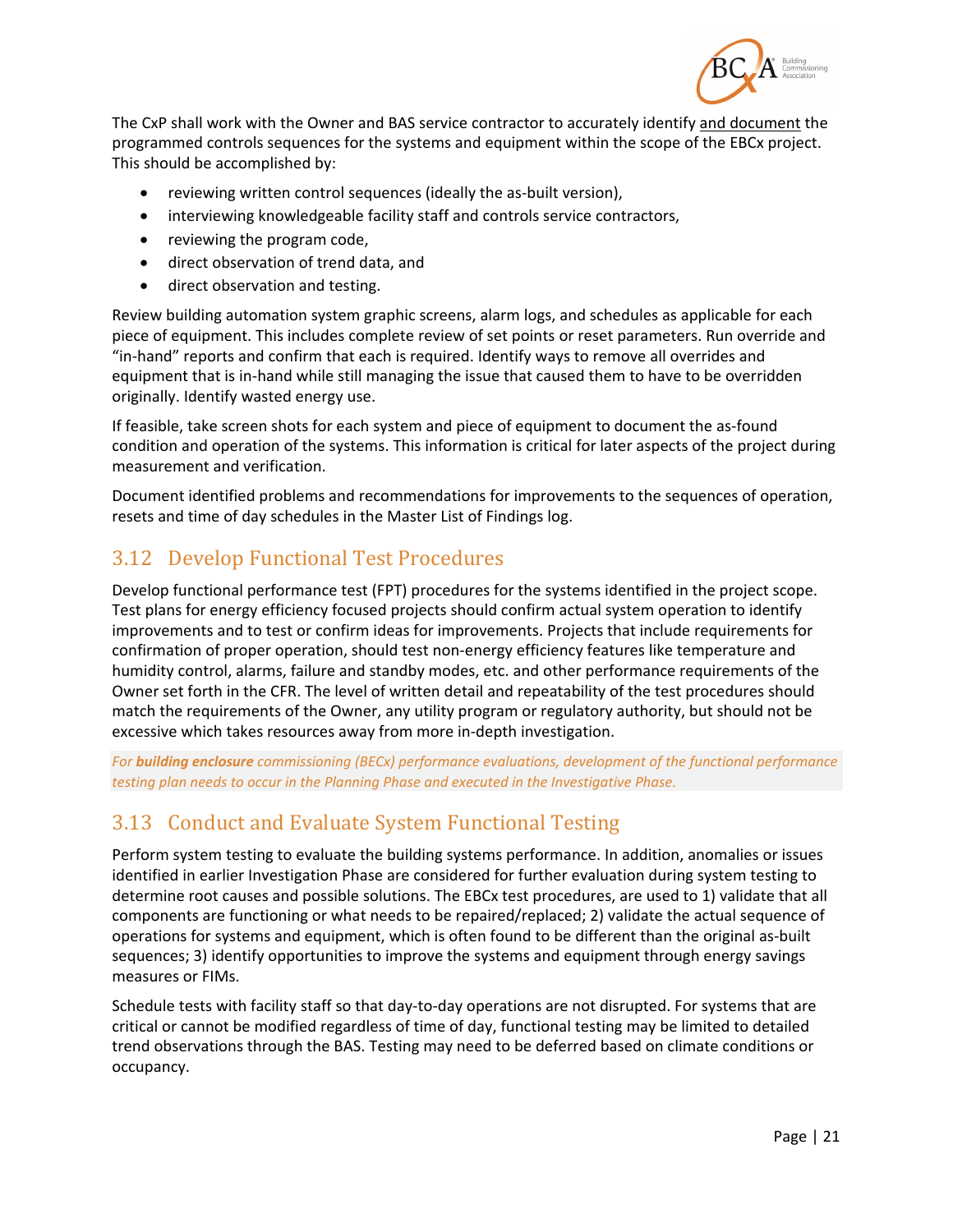The CxP shall work with the Owner and BAS service contractor to accurately identify <u>and document</u> the programmed controls sequences for the systems and equipment within the scope of the EBCx project. This should be accomplished by:

- reviewing written control sequences (ideally the as-built version),
- interviewing knowledgeable facility staff and controls service contractors,
- reviewing the program code,
- direct observation of trend data, and
- direct observation and testing.

Review building automation system graphic screens, alarm logs, and schedules as applicable for each piece of equipment. This includes complete review of set points or reset parameters. Run override and "in-hand" reports and confirm that each is required. Identify ways to remove all overrides and equipment that is in-hand while still managing the issue that caused them to have to be overridden originally. Identify wasted energy use.

If feasible, take screen shots for each system and piece of equipment to document the as-found condition and operation of the systems. This information is critical for later aspects of the project during measurement and verification.

Document identified problems and recommendations for improvements to the sequences of operation, resets and time of day schedules in the Master List of Findings log.

## 3.12 Develop Functional Test Procedures

Develop functional performance test (FPT) procedures for the systems identified in the project scope. Test plans for energy efficiency focused projects should confirm actual system operation to identify improvements and to test or confirm ideas for improvements. Projects that include requirements for confirmation of proper operation, should test non-energy efficiency features like temperature and humidity control, alarms, failure and standby modes, etc. and other performance requirements of the Owner set forth in the CFR. The level of written detail and repeatability of the test procedures should match the requirements of the Owner, any utility program or regulatory authority, but should not be excessive which takes resources away from more in-depth investigation.

*For **building enclosure** commissioning (BECx) performance evaluations, development of the functional performance testing plan needs to occur in the Planning Phase and executed in the Investigative Phase.*

## 3.13 Conduct and Evaluate System Functional Testing

Perform system testing to evaluate the building systems performance. In addition, anomalies or issues identified in earlier Investigation Phase are considered for further evaluation during system testing to determine root causes and possible solutions. The EBCx test procedures, are used to 1) validate that all components are functioning or what needs to be repaired/replaced; 2) validate the actual sequence of operations for systems and equipment, which is often found to be different than the original as-built sequences; 3) identify opportunities to improve the systems and equipment through energy savings measures or FIMs.

Schedule tests with facility staff so that day-to-day operations are not disrupted. For systems that are critical or cannot be modified regardless of time of day, functional testing may be limited to detailed trend observations through the BAS. Testing may need to be deferred based on climate conditions or occupancy.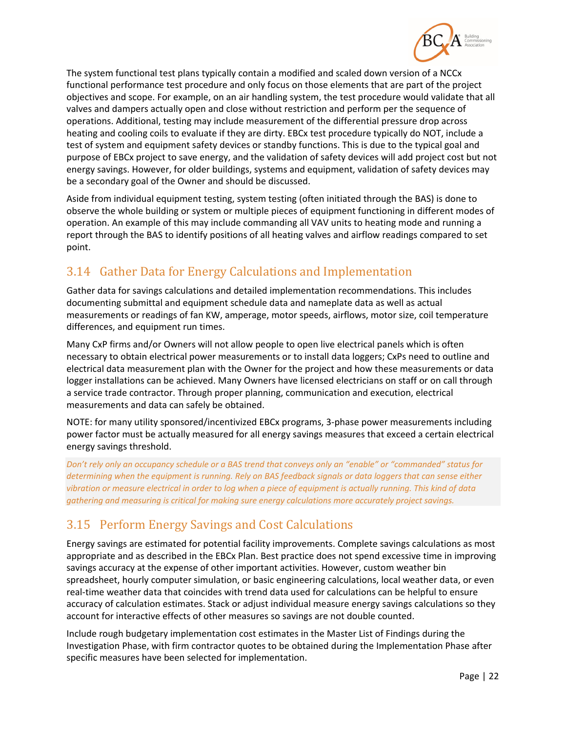The system functional test plans typically contain a modified and scaled down version of a NCCx functional performance test procedure and only focus on those elements that are part of the project objectives and scope. For example, on an air handling system, the test procedure would validate that all valves and dampers actually open and close without restriction and perform per the sequence of operations. Additional, testing may include measurement of the differential pressure drop across heating and cooling coils to evaluate if they are dirty. EBCx test procedure typically do NOT, include a test of system and equipment safety devices or standby functions. This is due to the typical goal and purpose of EBCx project to save energy, and the validation of safety devices will add project cost but not energy savings. However, for older buildings, systems and equipment, validation of safety devices may be a secondary goal of the Owner and should be discussed.

Aside from individual equipment testing, system testing (often initiated through the BAS) is done to observe the whole building or system or multiple pieces of equipment functioning in different modes of operation. An example of this may include commanding all VAV units to heating mode and running a report through the BAS to identify positions of all heating valves and airflow readings compared to set point.

## 3.14 Gather Data for Energy Calculations and Implementation

Gather data for savings calculations and detailed implementation recommendations. This includes documenting submittal and equipment schedule data and nameplate data as well as actual measurements or readings of fan KW, amperage, motor speeds, airflows, motor size, coil temperature differences, and equipment run times.

Many CxP firms and/or Owners will not allow people to open live electrical panels which is often necessary to obtain electrical power measurements or to install data loggers; CxPs need to outline and electrical data measurement plan with the Owner for the project and how these measurements or data logger installations can be achieved. Many Owners have licensed electricians on staff or on call through a service trade contractor. Through proper planning, communication and execution, electrical measurements and data can safely be obtained.

NOTE: for many utility sponsored/incentivized EBCx programs, 3-phase power measurements including power factor must be actually measured for all energy savings measures that exceed a certain electrical energy savings threshold.

*Don't rely only an occupancy schedule or a BAS trend that conveys only an "enable" or "commanded" status for determining when the equipment is running. Rely on BAS feedback signals or data loggers that can sense either vibration or measure electrical in order to log when a piece of equipment is actually running. This kind of data gathering and measuring is critical for making sure energy calculations more accurately project savings.*

## 3.15 Perform Energy Savings and Cost Calculations

Energy savings are estimated for potential facility improvements. Complete savings calculations as most appropriate and as described in the EBCx Plan. Best practice does not spend excessive time in improving savings accuracy at the expense of other important activities. However, custom weather bin spreadsheet, hourly computer simulation, or basic engineering calculations, local weather data, or even real-time weather data that coincides with trend data used for calculations can be helpful to ensure accuracy of calculation estimates. Stack or adjust individual measure energy savings calculations so they account for interactive effects of other measures so savings are not double counted.

Include rough budgetary implementation cost estimates in the Master List of Findings during the Investigation Phase, with firm contractor quotes to be obtained during the Implementation Phase after specific measures have been selected for implementation.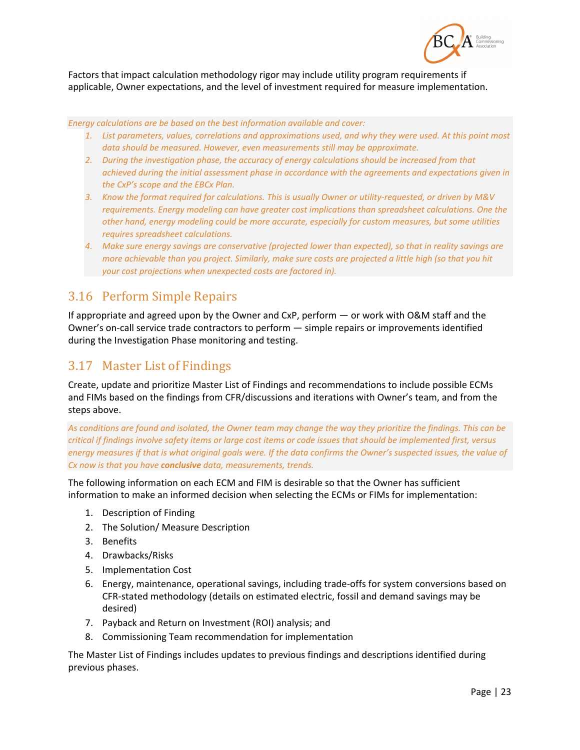Factors that impact calculation methodology rigor may include utility program requirements if applicable, Owner expectations, and the level of investment required for measure implementation.

*Energy calculations are be based on the best information available and cover:*

1. *List parameters, values, correlations and approximations used, and why they were used. At this point most data should be measured. However, even measurements still may be approximate.*
2. *During the investigation phase, the accuracy of energy calculations should be increased from that achieved during the initial assessment phase in accordance with the agreements and expectations given in the CxP's scope and the EBCx Plan.*
3. *Know the format required for calculations. This is usually Owner or utility-requested, or driven by M&V requirements. Energy modeling can have greater cost implications than spreadsheet calculations. One the other hand, energy modeling could be more accurate, especially for custom measures, but some utilities requires spreadsheet calculations.*
4. *Make sure energy savings are conservative (projected lower than expected), so that in reality savings are more achievable than you project. Similarly, make sure costs are projected a little high (so that you hit your cost projections when unexpected costs are factored in).*

## 3.16 Perform Simple Repairs

If appropriate and agreed upon by the Owner and CxP, perform — or work with O&M staff and the Owner's on-call service trade contractors to perform — simple repairs or improvements identified during the Investigation Phase monitoring and testing.

## 3.17 Master List of Findings

Create, update and prioritize Master List of Findings and recommendations to include possible ECMs and FIMs based on the findings from CFR/discussions and iterations with Owner's team, and from the steps above.

*As conditions are found and isolated, the Owner team may change the way they prioritize the findings. This can be critical if findings involve safety items or large cost items or code issues that should be implemented first, versus energy measures if that is what original goals were. If the data confirms the Owner's suspected issues, the value of Cx now is that you have **conclusive** data, measurements, trends.*

The following information on each ECM and FIM is desirable so that the Owner has sufficient information to make an informed decision when selecting the ECMs or FIMs for implementation:

1. Description of Finding
2. The Solution/ Measure Description
3. Benefits
4. Drawbacks/Risks
5. Implementation Cost
6. Energy, maintenance, operational savings, including trade-offs for system conversions based on CFR-stated methodology (details on estimated electric, fossil and demand savings may be desired)
7. Payback and Return on Investment (ROI) analysis; and
8. Commissioning Team recommendation for implementation

The Master List of Findings includes updates to previous findings and descriptions identified during previous phases.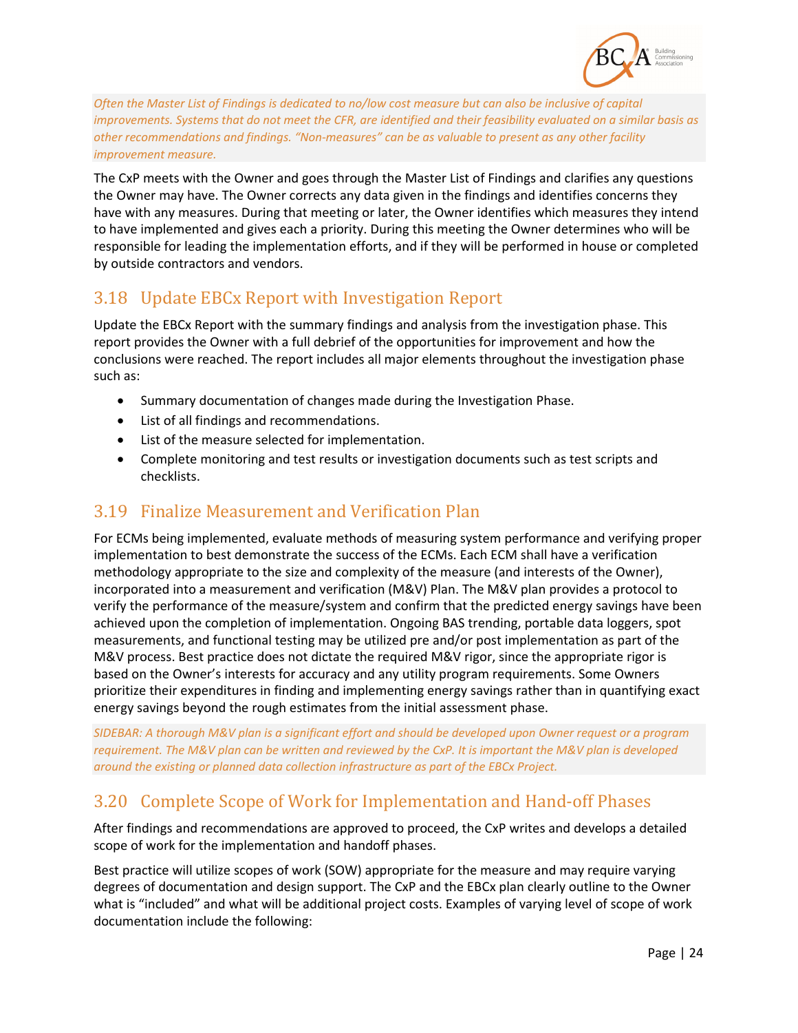*Often the Master List of Findings is dedicated to no/low cost measure but can also be inclusive of capital improvements. Systems that do not meet the CFR, are identified and their feasibility evaluated on a similar basis as other recommendations and findings. "Non-measures" can be as valuable to present as any other facility improvement measure.*

The CxP meets with the Owner and goes through the Master List of Findings and clarifies any questions the Owner may have. The Owner corrects any data given in the findings and identifies concerns they have with any measures. During that meeting or later, the Owner identifies which measures they intend to have implemented and gives each a priority. During this meeting the Owner determines who will be responsible for leading the implementation efforts, and if they will be performed in house or completed by outside contractors and vendors.

## 3.18 Update EBCx Report with Investigation Report

Update the EBCx Report with the summary findings and analysis from the investigation phase. This report provides the Owner with a full debrief of the opportunities for improvement and how the conclusions were reached. The report includes all major elements throughout the investigation phase such as:

- Summary documentation of changes made during the Investigation Phase.
- List of all findings and recommendations.
- List of the measure selected for implementation.
- Complete monitoring and test results or investigation documents such as test scripts and checklists.

## 3.19 Finalize Measurement and Verification Plan

For ECMs being implemented, evaluate methods of measuring system performance and verifying proper implementation to best demonstrate the success of the ECMs. Each ECM shall have a verification methodology appropriate to the size and complexity of the measure (and interests of the Owner), incorporated into a measurement and verification (M&V) Plan. The M&V plan provides a protocol to verify the performance of the measure/system and confirm that the predicted energy savings have been achieved upon the completion of implementation. Ongoing BAS trending, portable data loggers, spot measurements, and functional testing may be utilized pre and/or post implementation as part of the M&V process. Best practice does not dictate the required M&V rigor, since the appropriate rigor is based on the Owner's interests for accuracy and any utility program requirements. Some Owners prioritize their expenditures in finding and implementing energy savings rather than in quantifying exact energy savings beyond the rough estimates from the initial assessment phase.

*SIDEBAR: A thorough M&V plan is a significant effort and should be developed upon Owner request or a program requirement. The M&V plan can be written and reviewed by the CxP. It is important the M&V plan is developed around the existing or planned data collection infrastructure as part of the EBCx Project.*

## 3.20 Complete Scope of Work for Implementation and Hand-off Phases

After findings and recommendations are approved to proceed, the CxP writes and develops a detailed scope of work for the implementation and handoff phases.

Best practice will utilize scopes of work (SOW) appropriate for the measure and may require varying degrees of documentation and design support. The CxP and the EBCx plan clearly outline to the Owner what is "included" and what will be additional project costs. Examples of varying level of scope of work documentation include the following: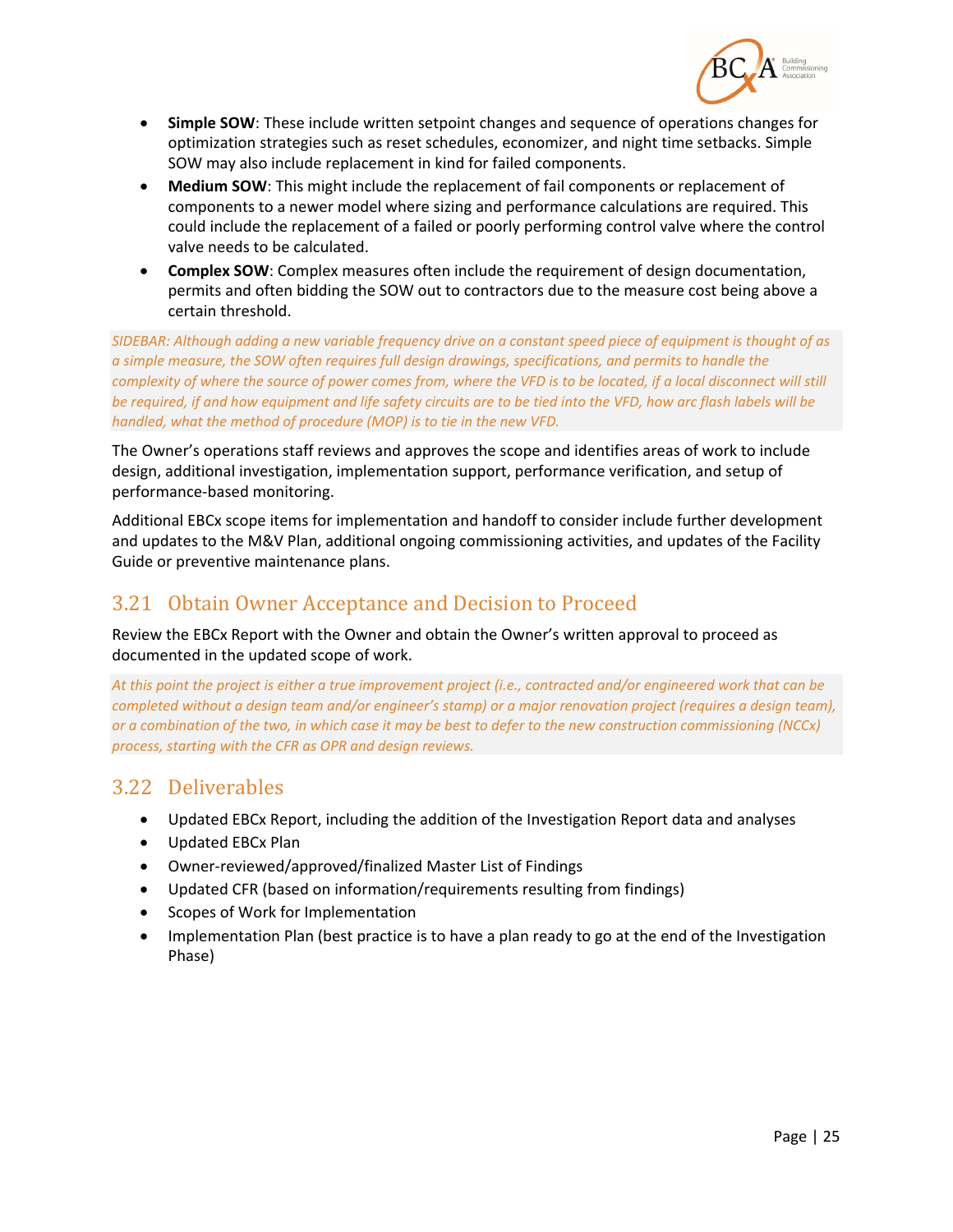- **Simple SOW**: These include written setpoint changes and sequence of operations changes for optimization strategies such as reset schedules, economizer, and night time setbacks. Simple SOW may also include replacement in kind for failed components.
- **Medium SOW**: This might include the replacement of fail components or replacement of components to a newer model where sizing and performance calculations are required. This could include the replacement of a failed or poorly performing control valve where the control valve needs to be calculated.
- **Complex SOW**: Complex measures often include the requirement of design documentation, permits and often bidding the SOW out to contractors due to the measure cost being above a certain threshold.

*SIDEBAR: Although adding a new variable frequency drive on a constant speed piece of equipment is thought of as a simple measure, the SOW often requires full design drawings, specifications, and permits to handle the complexity of where the source of power comes from, where the VFD is to be located, if a local disconnect will still be required, if and how equipment and life safety circuits are to be tied into the VFD, how arc flash labels will be handled, what the method of procedure (MOP) is to tie in the new VFD.*

The Owner's operations staff reviews and approves the scope and identifies areas of work to include design, additional investigation, implementation support, performance verification, and setup of performance-based monitoring.

Additional EBCx scope items for implementation and handoff to consider include further development and updates to the M&V Plan, additional ongoing commissioning activities, and updates of the Facility Guide or preventive maintenance plans.

## 3.21 Obtain Owner Acceptance and Decision to Proceed

Review the EBCx Report with the Owner and obtain the Owner's written approval to proceed as documented in the updated scope of work.

*At this point the project is either a true improvement project (i.e., contracted and/or engineered work that can be completed without a design team and/or engineer's stamp) or a major renovation project (requires a design team), or a combination of the two, in which case it may be best to defer to the new construction commissioning (NCCx) process, starting with the CFR as OPR and design reviews.*

## 3.22 Deliverables

- Updated EBCx Report, including the addition of the Investigation Report data and analyses
- Updated EBCx Plan
- Owner-reviewed/approved/finalized Master List of Findings
- Updated CFR (based on information/requirements resulting from findings)
- Scopes of Work for Implementation
- Implementation Plan (best practice is to have a plan ready to go at the end of the Investigation Phase)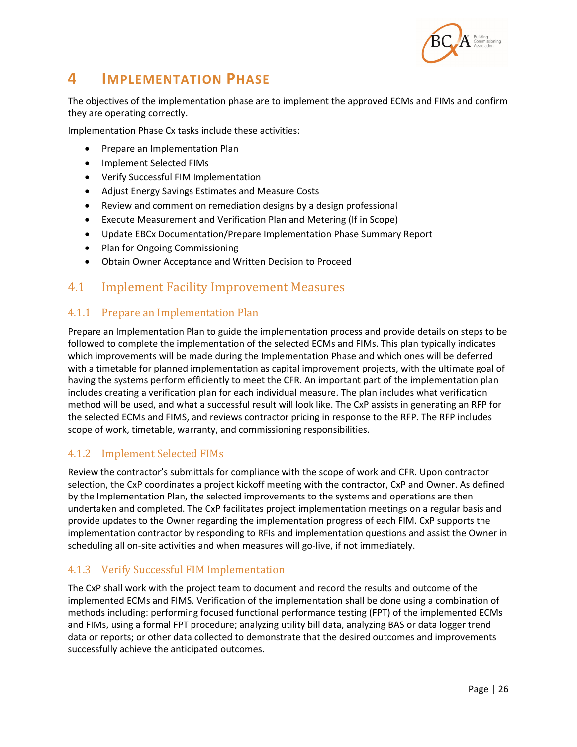# 4 Implementation Phase

The objectives of the implementation phase are to implement the approved ECMs and FIMs and confirm they are operating correctly.

Implementation Phase Cx tasks include these activities:

- Prepare an Implementation Plan
- Implement Selected FIMs
- Verify Successful FIM Implementation
- Adjust Energy Savings Estimates and Measure Costs
- Review and comment on remediation designs by a design professional
- Execute Measurement and Verification Plan and Metering (If in Scope)
- Update EBCx Documentation/Prepare Implementation Phase Summary Report
- Plan for Ongoing Commissioning
- Obtain Owner Acceptance and Written Decision to Proceed

## 4.1 Implement Facility Improvement Measures

### 4.1.1 Prepare an Implementation Plan

Prepare an Implementation Plan to guide the implementation process and provide details on steps to be followed to complete the implementation of the selected ECMs and FIMs. This plan typically indicates which improvements will be made during the Implementation Phase and which ones will be deferred with a timetable for planned implementation as capital improvement projects, with the ultimate goal of having the systems perform efficiently to meet the CFR. An important part of the implementation plan includes creating a verification plan for each individual measure. The plan includes what verification method will be used, and what a successful result will look like. The CxP assists in generating an RFP for the selected ECMs and FIMS, and reviews contractor pricing in response to the RFP. The RFP includes scope of work, timetable, warranty, and commissioning responsibilities.

### 4.1.2 Implement Selected FIMs

Review the contractor's submittals for compliance with the scope of work and CFR. Upon contractor selection, the CxP coordinates a project kickoff meeting with the contractor, CxP and Owner. As defined by the Implementation Plan, the selected improvements to the systems and operations are then undertaken and completed. The CxP facilitates project implementation meetings on a regular basis and provide updates to the Owner regarding the implementation progress of each FIM. CxP supports the implementation contractor by responding to RFIs and implementation questions and assist the Owner in scheduling all on-site activities and when measures will go-live, if not immediately.

### 4.1.3 Verify Successful FIM Implementation

The CxP shall work with the project team to document and record the results and outcome of the implemented ECMs and FIMS. Verification of the implementation shall be done using a combination of methods including: performing focused functional performance testing (FPT) of the implemented ECMs and FIMs, using a formal FPT procedure; analyzing utility bill data, analyzing BAS or data logger trend data or reports; or other data collected to demonstrate that the desired outcomes and improvements successfully achieve the anticipated outcomes.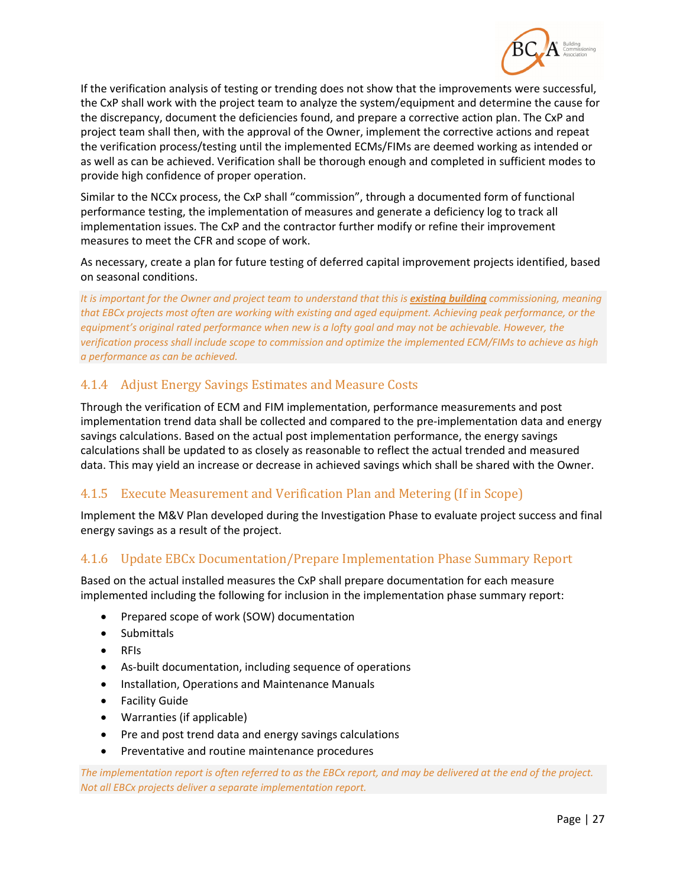If the verification analysis of testing or trending does not show that the improvements were successful, the CxP shall work with the project team to analyze the system/equipment and determine the cause for the discrepancy, document the deficiencies found, and prepare a corrective action plan. The CxP and project team shall then, with the approval of the Owner, implement the corrective actions and repeat the verification process/testing until the implemented ECMs/FIMs are deemed working as intended or as well as can be achieved. Verification shall be thorough enough and completed in sufficient modes to provide high confidence of proper operation.

Similar to the NCCx process, the CxP shall "commission", through a documented form of functional performance testing, the implementation of measures and generate a deficiency log to track all implementation issues. The CxP and the contractor further modify or refine their improvement measures to meet the CFR and scope of work.

As necessary, create a plan for future testing of deferred capital improvement projects identified, based on seasonal conditions.

*It is important for the Owner and project team to understand that this is **existing building** commissioning, meaning that EBCx projects most often are working with existing and aged equipment. Achieving peak performance, or the equipment's original rated performance when new is a lofty goal and may not be achievable. However, the verification process shall include scope to commission and optimize the implemented ECM/FIMs to achieve as high a performance as can be achieved.*

### 4.1.4 Adjust Energy Savings Estimates and Measure Costs

Through the verification of ECM and FIM implementation, performance measurements and post implementation trend data shall be collected and compared to the pre-implementation data and energy savings calculations. Based on the actual post implementation performance, the energy savings calculations shall be updated to as closely as reasonable to reflect the actual trended and measured data. This may yield an increase or decrease in achieved savings which shall be shared with the Owner.

### 4.1.5 Execute Measurement and Verification Plan and Metering (If in Scope)

Implement the M&V Plan developed during the Investigation Phase to evaluate project success and final energy savings as a result of the project.

### 4.1.6 Update EBCx Documentation/Prepare Implementation Phase Summary Report

Based on the actual installed measures the CxP shall prepare documentation for each measure implemented including the following for inclusion in the implementation phase summary report:

- Prepared scope of work (SOW) documentation
- Submittals
- RFIs
- As-built documentation, including sequence of operations
- Installation, Operations and Maintenance Manuals
- Facility Guide
- Warranties (if applicable)
- Pre and post trend data and energy savings calculations
- Preventative and routine maintenance procedures

*The implementation report is often referred to as the EBCx report, and may be delivered at the end of the project. Not all EBCx projects deliver a separate implementation report.*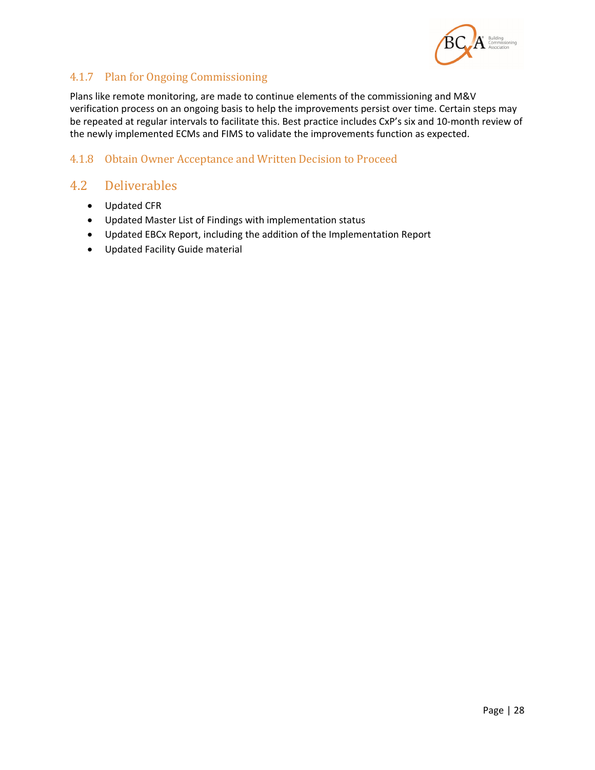### 4.1.7 Plan for Ongoing Commissioning

Plans like remote monitoring, are made to continue elements of the commissioning and M&V verification process on an ongoing basis to help the improvements persist over time. Certain steps may be repeated at regular intervals to facilitate this. Best practice includes CxP's six and 10-month review of the newly implemented ECMs and FIMS to validate the improvements function as expected.

### 4.1.8 Obtain Owner Acceptance and Written Decision to Proceed

## 4.2 Deliverables

- Updated CFR
- Updated Master List of Findings with implementation status
- Updated EBCx Report, including the addition of the Implementation Report
- Updated Facility Guide material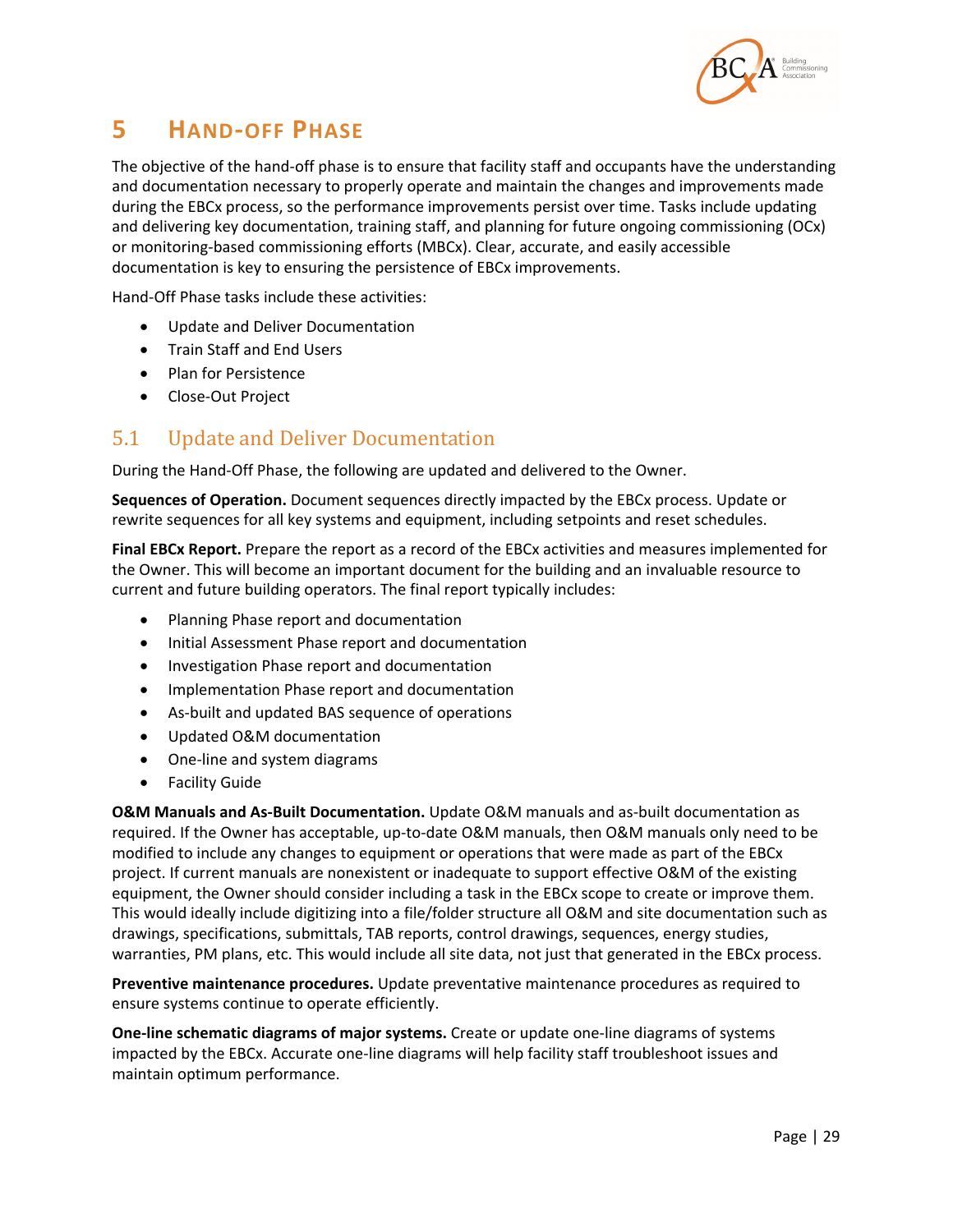# 5 Hand-off Phase

The objective of the hand-off phase is to ensure that facility staff and occupants have the understanding and documentation necessary to properly operate and maintain the changes and improvements made during the EBCx process, so the performance improvements persist over time. Tasks include updating and delivering key documentation, training staff, and planning for future ongoing commissioning (OCx) or monitoring-based commissioning efforts (MBCx). Clear, accurate, and easily accessible documentation is key to ensuring the persistence of EBCx improvements.

Hand-Off Phase tasks include these activities:

- Update and Deliver Documentation
- Train Staff and End Users
- Plan for Persistence
- Close-Out Project

## 5.1 Update and Deliver Documentation

During the Hand-Off Phase, the following are updated and delivered to the Owner.

**Sequences of Operation.** Document sequences directly impacted by the EBCx process. Update or rewrite sequences for all key systems and equipment, including setpoints and reset schedules.

**Final EBCx Report.** Prepare the report as a record of the EBCx activities and measures implemented for the Owner. This will become an important document for the building and an invaluable resource to current and future building operators. The final report typically includes:

- Planning Phase report and documentation
- Initial Assessment Phase report and documentation
- Investigation Phase report and documentation
- Implementation Phase report and documentation
- As-built and updated BAS sequence of operations
- Updated O&M documentation
- One-line and system diagrams
- Facility Guide

**O&M Manuals and As-Built Documentation.** Update O&M manuals and as-built documentation as required. If the Owner has acceptable, up-to-date O&M manuals, then O&M manuals only need to be modified to include any changes to equipment or operations that were made as part of the EBCx project. If current manuals are nonexistent or inadequate to support effective O&M of the existing equipment, the Owner should consider including a task in the EBCx scope to create or improve them. This would ideally include digitizing into a file/folder structure all O&M and site documentation such as drawings, specifications, submittals, TAB reports, control drawings, sequences, energy studies, warranties, PM plans, etc. This would include all site data, not just that generated in the EBCx process.

**Preventive maintenance procedures.** Update preventative maintenance procedures as required to ensure systems continue to operate efficiently.

**One-line schematic diagrams of major systems.** Create or update one-line diagrams of systems impacted by the EBCx. Accurate one-line diagrams will help facility staff troubleshoot issues and maintain optimum performance.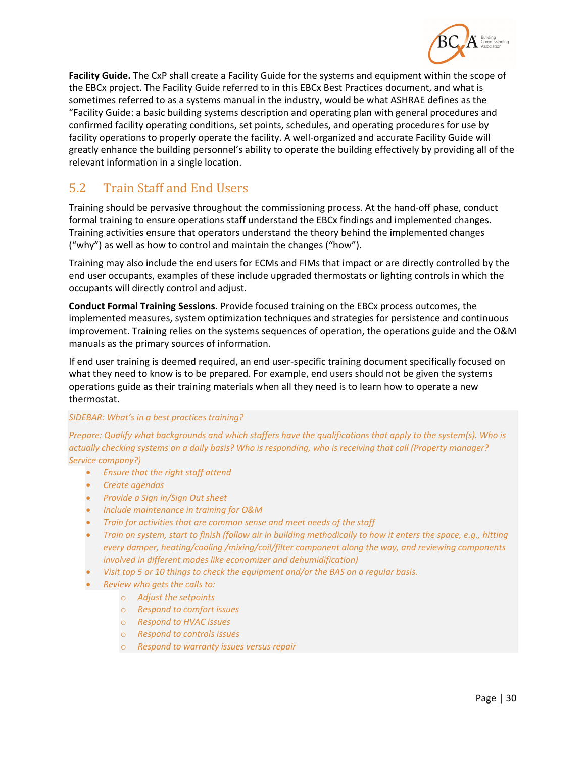**Facility Guide.** The CxP shall create a Facility Guide for the systems and equipment within the scope of the EBCx project. The Facility Guide referred to in this EBCx Best Practices document, and what is sometimes referred to as a systems manual in the industry, would be what ASHRAE defines as the "Facility Guide: a basic building systems description and operating plan with general procedures and confirmed facility operating conditions, set points, schedules, and operating procedures for use by facility operations to properly operate the facility. A well-organized and accurate Facility Guide will greatly enhance the building personnel's ability to operate the building effectively by providing all of the relevant information in a single location.

## 5.2 Train Staff and End Users

Training should be pervasive throughout the commissioning process. At the hand-off phase, conduct formal training to ensure operations staff understand the EBCx findings and implemented changes. Training activities ensure that operators understand the theory behind the implemented changes ("why") as well as how to control and maintain the changes ("how").

Training may also include the end users for ECMs and FIMs that impact or are directly controlled by the end user occupants, examples of these include upgraded thermostats or lighting controls in which the occupants will directly control and adjust.

**Conduct Formal Training Sessions.** Provide focused training on the EBCx process outcomes, the implemented measures, system optimization techniques and strategies for persistence and continuous improvement. Training relies on the systems sequences of operation, the operations guide and the O&M manuals as the primary sources of information.

If end user training is deemed required, an end user-specific training document specifically focused on what they need to know is to be prepared. For example, end users should not be given the systems operations guide as their training materials when all they need is to learn how to operate a new thermostat.

*SIDEBAR: What's in a best practices training?*

*Prepare: Qualify what backgrounds and which staffers have the qualifications that apply to the system(s). Who is actually checking systems on a daily basis? Who is responding, who is receiving that call (Property manager? Service company?)*

- *Ensure that the right staff attend*
- *Create agendas*
- *Provide a Sign in/Sign Out sheet*
- *Include maintenance in training for O&M*
- *Train for activities that are common sense and meet needs of the staff*
- *Train on system, start to finish (follow air in building methodically to how it enters the space, e.g., hitting every damper, heating/cooling /mixing/coil/filter component along the way, and reviewing components involved in different modes like economizer and dehumidification)*
- *Visit top 5 or 10 things to check the equipment and/or the BAS on a regular basis.*
- *Review who gets the calls to:*
  - *Adjust the setpoints*
  - *Respond to comfort issues*
  - *Respond to HVAC issues*
  - *Respond to controls issues*
  - *Respond to warranty issues versus repair*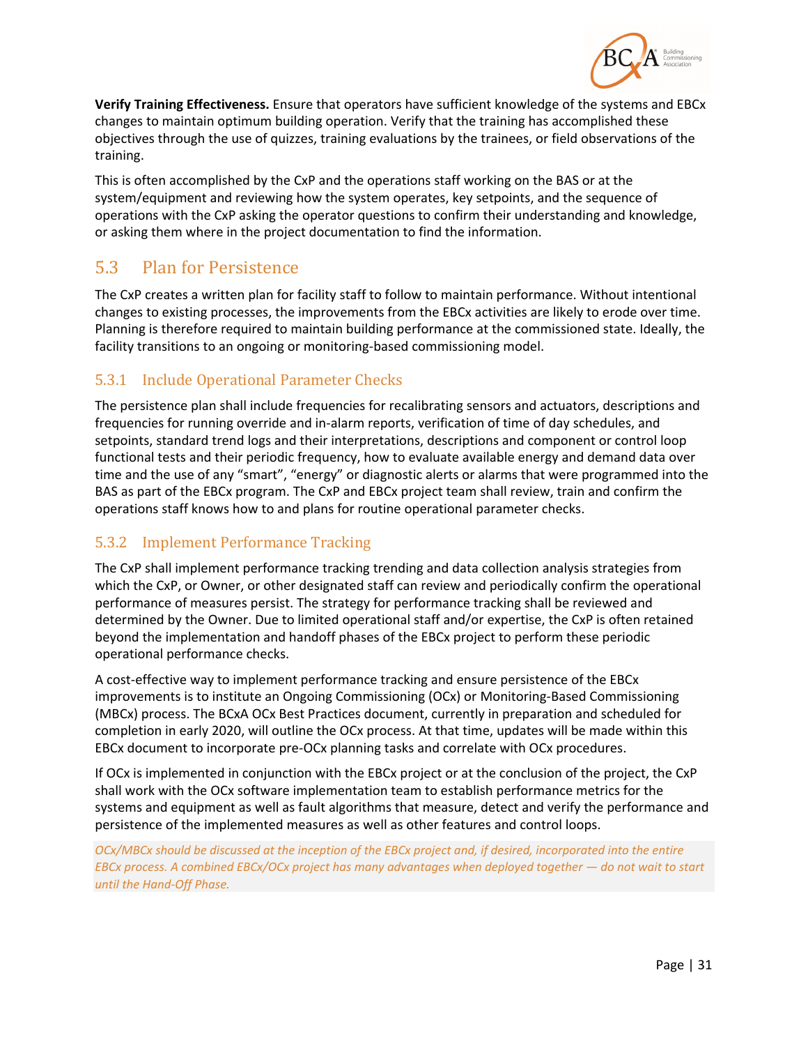**Verify Training Effectiveness.** Ensure that operators have sufficient knowledge of the systems and EBCx changes to maintain optimum building operation. Verify that the training has accomplished these objectives through the use of quizzes, training evaluations by the trainees, or field observations of the training.

This is often accomplished by the CxP and the operations staff working on the BAS or at the system/equipment and reviewing how the system operates, key setpoints, and the sequence of operations with the CxP asking the operator questions to confirm their understanding and knowledge, or asking them where in the project documentation to find the information.

## 5.3 Plan for Persistence

The CxP creates a written plan for facility staff to follow to maintain performance. Without intentional changes to existing processes, the improvements from the EBCx activities are likely to erode over time. Planning is therefore required to maintain building performance at the commissioned state. Ideally, the facility transitions to an ongoing or monitoring-based commissioning model.

### 5.3.1 Include Operational Parameter Checks

The persistence plan shall include frequencies for recalibrating sensors and actuators, descriptions and frequencies for running override and in-alarm reports, verification of time of day schedules, and setpoints, standard trend logs and their interpretations, descriptions and component or control loop functional tests and their periodic frequency, how to evaluate available energy and demand data over time and the use of any "smart", "energy" or diagnostic alerts or alarms that were programmed into the BAS as part of the EBCx program. The CxP and EBCx project team shall review, train and confirm the operations staff knows how to and plans for routine operational parameter checks.

### 5.3.2 Implement Performance Tracking

The CxP shall implement performance tracking trending and data collection analysis strategies from which the CxP, or Owner, or other designated staff can review and periodically confirm the operational performance of measures persist. The strategy for performance tracking shall be reviewed and determined by the Owner. Due to limited operational staff and/or expertise, the CxP is often retained beyond the implementation and handoff phases of the EBCx project to perform these periodic operational performance checks.

A cost-effective way to implement performance tracking and ensure persistence of the EBCx improvements is to institute an Ongoing Commissioning (OCx) or Monitoring-Based Commissioning (MBCx) process. The BCxA OCx Best Practices document, currently in preparation and scheduled for completion in early 2020, will outline the OCx process. At that time, updates will be made within this EBCx document to incorporate pre-OCx planning tasks and correlate with OCx procedures.

If OCx is implemented in conjunction with the EBCx project or at the conclusion of the project, the CxP shall work with the OCx software implementation team to establish performance metrics for the systems and equipment as well as fault algorithms that measure, detect and verify the performance and persistence of the implemented measures as well as other features and control loops.

*OCx/MBCx should be discussed at the inception of the EBCx project and, if desired, incorporated into the entire EBCx process. A combined EBCx/OCx project has many advantages when deployed together — do not wait to start until the Hand-Off Phase.*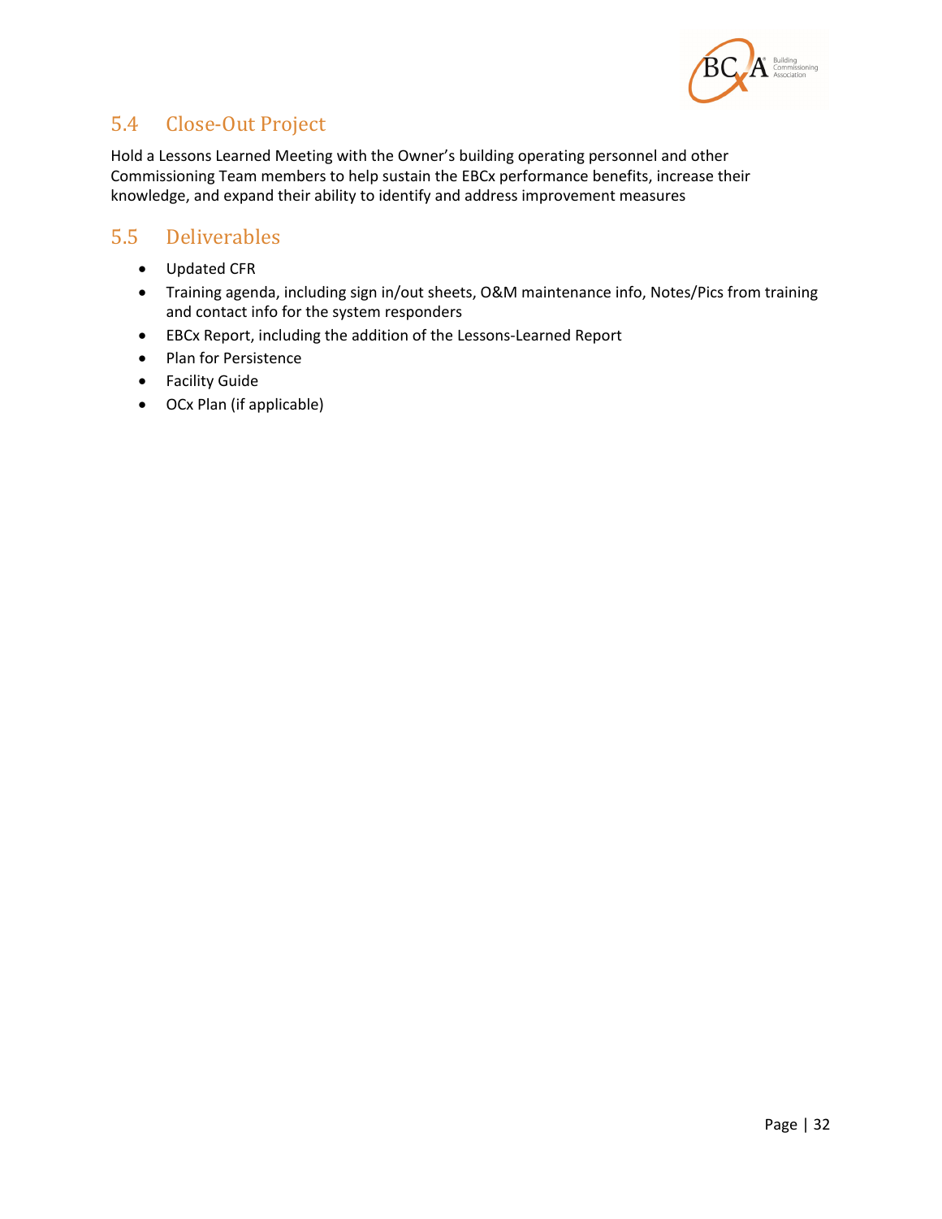## 5.4 Close-Out Project

Hold a Lessons Learned Meeting with the Owner's building operating personnel and other Commissioning Team members to help sustain the EBCx performance benefits, increase their knowledge, and expand their ability to identify and address improvement measures

## 5.5 Deliverables

- Updated CFR
- Training agenda, including sign in/out sheets, O&M maintenance info, Notes/Pics from training and contact info for the system responders
- EBCx Report, including the addition of the Lessons-Learned Report
- Plan for Persistence
- Facility Guide
- OCx Plan (if applicable)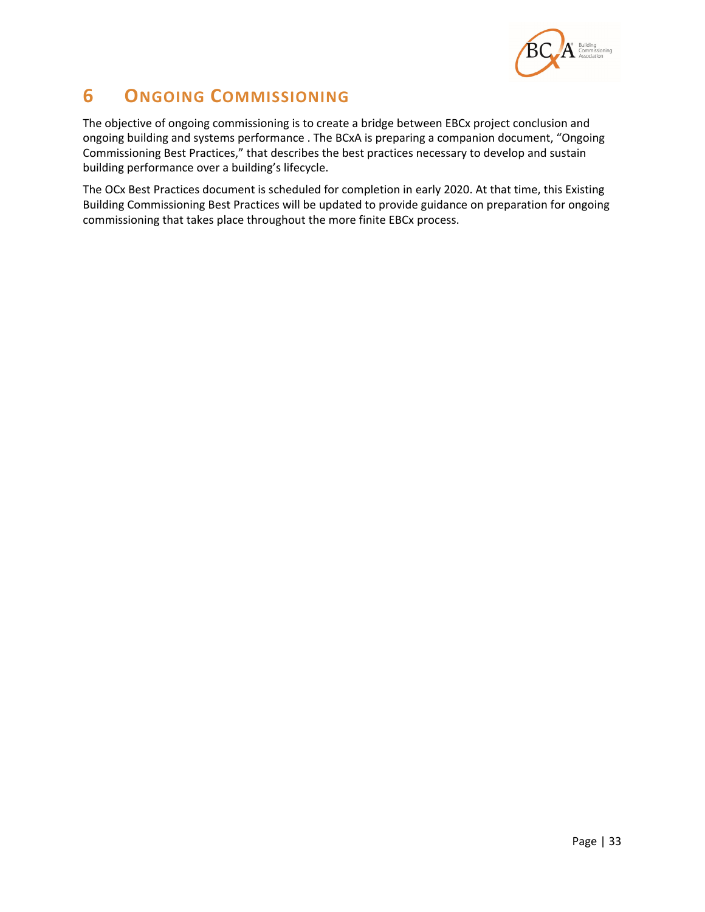# 6 ONGOING COMMISSIONING

The objective of ongoing commissioning is to create a bridge between EBCx project conclusion and ongoing building and systems performance . The BCxA is preparing a companion document, "Ongoing Commissioning Best Practices," that describes the best practices necessary to develop and sustain building performance over a building's lifecycle.

The OCx Best Practices document is scheduled for completion in early 2020. At that time, this Existing Building Commissioning Best Practices will be updated to provide guidance on preparation for ongoing commissioning that takes place throughout the more finite EBCx process.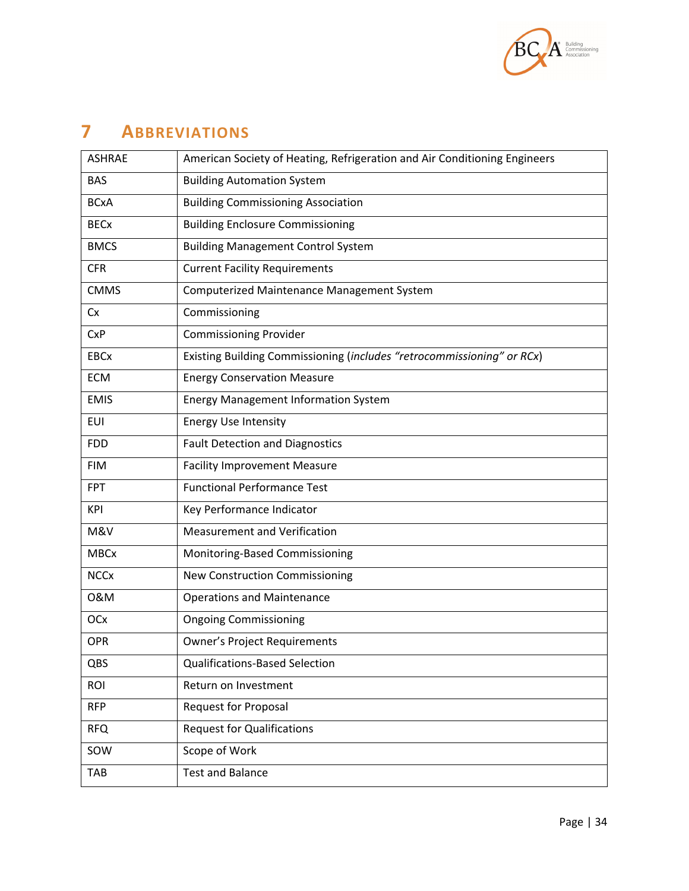# 7 ABBREVIATIONS

| | |
|---|---|
| ASHRAE | American Society of Heating, Refrigeration and Air Conditioning Engineers |
| BAS | Building Automation System |
| BCxA | Building Commissioning Association |
| BECx | Building Enclosure Commissioning |
| BMCS | Building Management Control System |
| CFR | Current Facility Requirements |
| CMMS | Computerized Maintenance Management System |
| Cx | Commissioning |
| CxP | Commissioning Provider |
| EBCx | Existing Building Commissioning (*includes "retrocommissioning" or RCx*) |
| ECM | Energy Conservation Measure |
| EMIS | Energy Management Information System |
| EUI | Energy Use Intensity |
| FDD | Fault Detection and Diagnostics |
| FIM | Facility Improvement Measure |
| FPT | Functional Performance Test |
| KPI | Key Performance Indicator |
| M&V | Measurement and Verification |
| MBCx | Monitoring-Based Commissioning |
| NCCx | New Construction Commissioning |
| O&M | Operations and Maintenance |
| OCx | Ongoing Commissioning |
| OPR | Owner's Project Requirements |
| QBS | Qualifications-Based Selection |
| ROI | Return on Investment |
| RFP | Request for Proposal |
| RFQ | Request for Qualifications |
| SOW | Scope of Work |
| TAB | Test and Balance |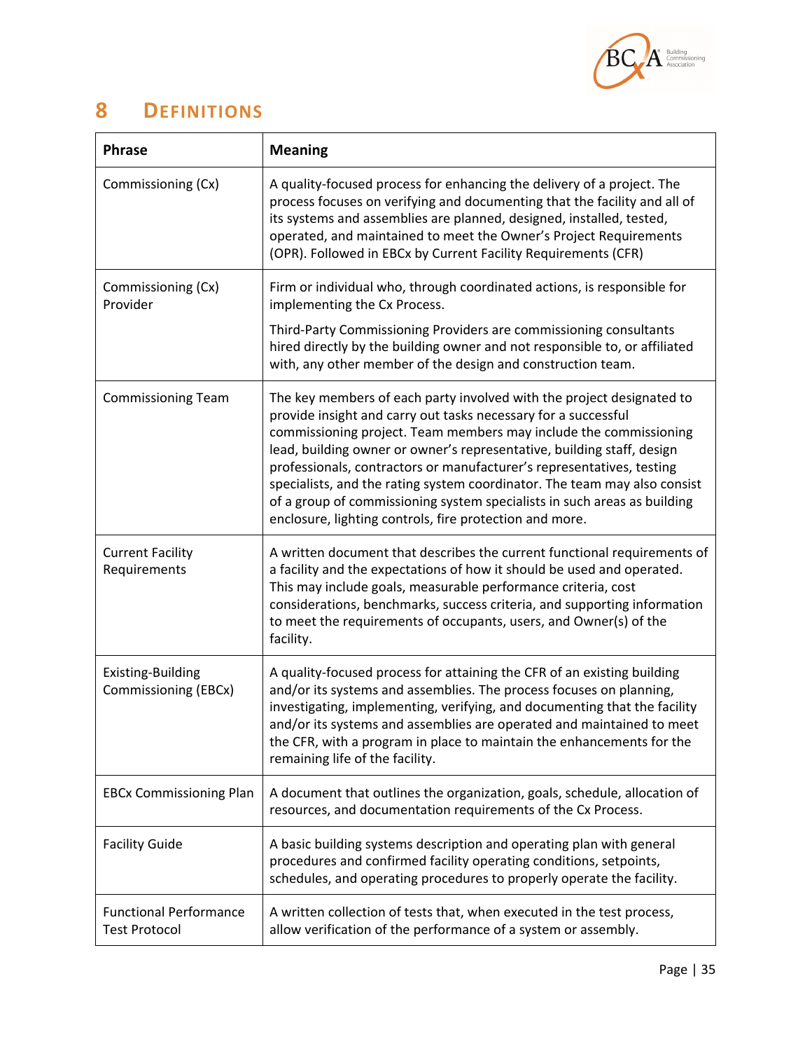# 8 Definitions

| Phrase | Meaning |
| --- | --- |
| Commissioning (Cx) | A quality-focused process for enhancing the delivery of a project. The process focuses on verifying and documenting that the facility and all of its systems and assemblies are planned, designed, installed, tested, operated, and maintained to meet the Owner's Project Requirements (OPR). Followed in EBCx by Current Facility Requirements (CFR) |
| Commissioning (Cx) Provider | Firm or individual who, through coordinated actions, is responsible for implementing the Cx Process.<br><br>Third-Party Commissioning Providers are commissioning consultants hired directly by the building owner and not responsible to, or affiliated with, any other member of the design and construction team. |
| Commissioning Team | The key members of each party involved with the project designated to provide insight and carry out tasks necessary for a successful commissioning project. Team members may include the commissioning lead, building owner or owner's representative, building staff, design professionals, contractors or manufacturer's representatives, testing specialists, and the rating system coordinator. The team may also consist of a group of commissioning system specialists in such areas as building enclosure, lighting controls, fire protection and more. |
| Current Facility Requirements | A written document that describes the current functional requirements of a facility and the expectations of how it should be used and operated. This may include goals, measurable performance criteria, cost considerations, benchmarks, success criteria, and supporting information to meet the requirements of occupants, users, and Owner(s) of the facility. |
| Existing-Building Commissioning (EBCx) | A quality-focused process for attaining the CFR of an existing building and/or its systems and assemblies. The process focuses on planning, investigating, implementing, verifying, and documenting that the facility and/or its systems and assemblies are operated and maintained to meet the CFR, with a program in place to maintain the enhancements for the remaining life of the facility. |
| EBCx Commissioning Plan | A document that outlines the organization, goals, schedule, allocation of resources, and documentation requirements of the Cx Process. |
| Facility Guide | A basic building systems description and operating plan with general procedures and confirmed facility operating conditions, setpoints, schedules, and operating procedures to properly operate the facility. |
| Functional Performance Test Protocol | A written collection of tests that, when executed in the test process, allow verification of the performance of a system or assembly. |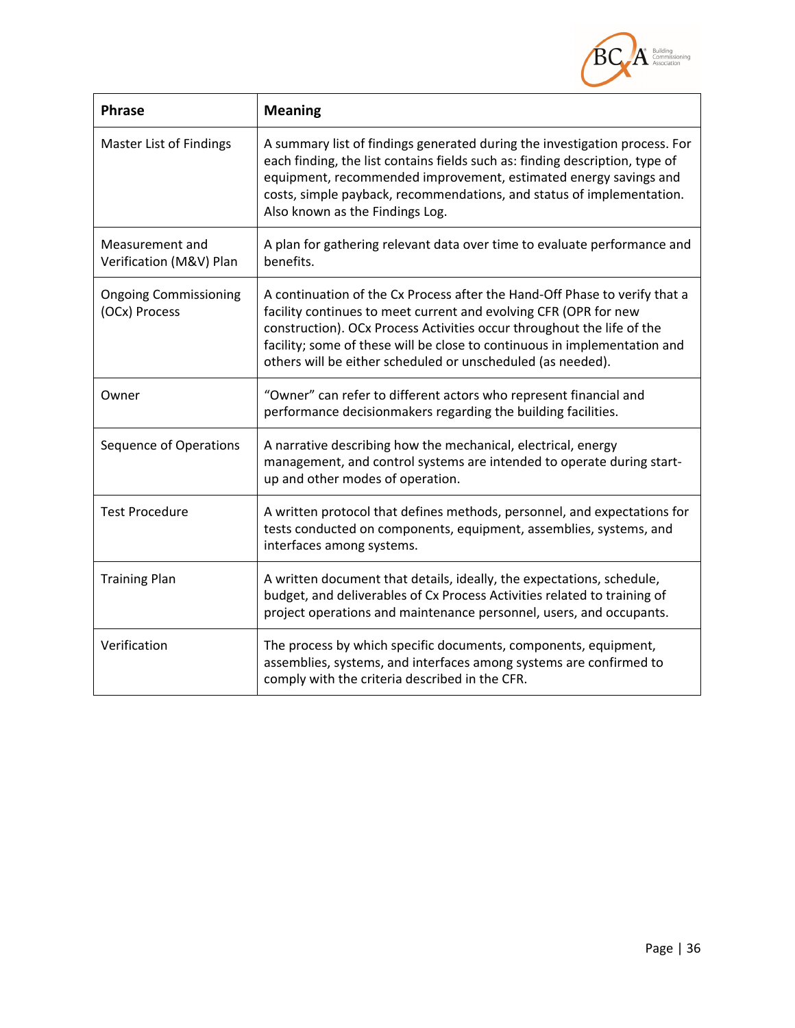| Phrase | Meaning |
| --- | --- |
| Master List of Findings | A summary list of findings generated during the investigation process. For each finding, the list contains fields such as: finding description, type of equipment, recommended improvement, estimated energy savings and costs, simple payback, recommendations, and status of implementation. Also known as the Findings Log. |
| Measurement and Verification (M&V) Plan | A plan for gathering relevant data over time to evaluate performance and benefits. |
| Ongoing Commissioning (OCx) Process | A continuation of the Cx Process after the Hand-Off Phase to verify that a facility continues to meet current and evolving CFR (OPR for new construction). OCx Process Activities occur throughout the life of the facility; some of these will be close to continuous in implementation and others will be either scheduled or unscheduled (as needed). |
| Owner | "Owner" can refer to different actors who represent financial and performance decisionmakers regarding the building facilities. |
| Sequence of Operations | A narrative describing how the mechanical, electrical, energy management, and control systems are intended to operate during start-up and other modes of operation. |
| Test Procedure | A written protocol that defines methods, personnel, and expectations for tests conducted on components, equipment, assemblies, systems, and interfaces among systems. |
| Training Plan | A written document that details, ideally, the expectations, schedule, budget, and deliverables of Cx Process Activities related to training of project operations and maintenance personnel, users, and occupants. |
| Verification | The process by which specific documents, components, equipment, assemblies, systems, and interfaces among systems are confirmed to comply with the criteria described in the CFR. |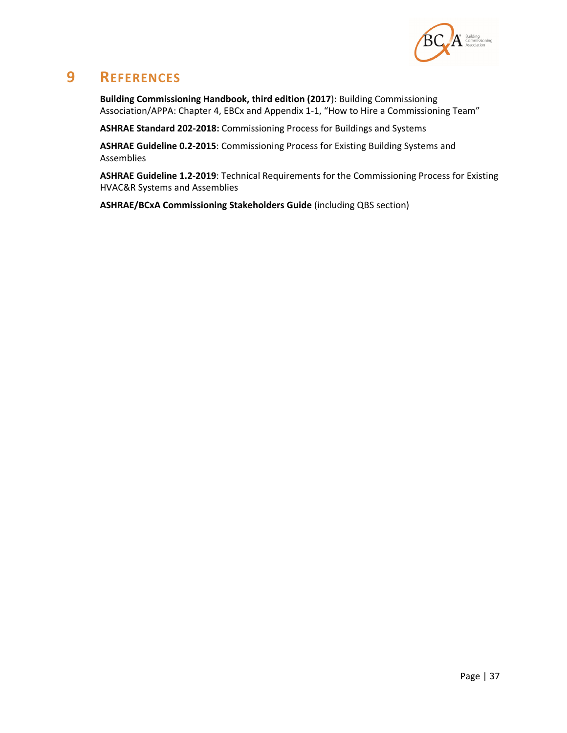# 9 REFERENCES

**Building Commissioning Handbook, third edition (2017**): Building Commissioning Association/APPA: Chapter 4, EBCx and Appendix 1-1, "How to Hire a Commissioning Team"

**ASHRAE Standard 202-2018:** Commissioning Process for Buildings and Systems

**ASHRAE Guideline 0.2-2015**: Commissioning Process for Existing Building Systems and Assemblies

**ASHRAE Guideline 1.2-2019**: Technical Requirements for the Commissioning Process for Existing HVAC&R Systems and Assemblies

**ASHRAE/BCxA Commissioning Stakeholders Guide** (including QBS section)